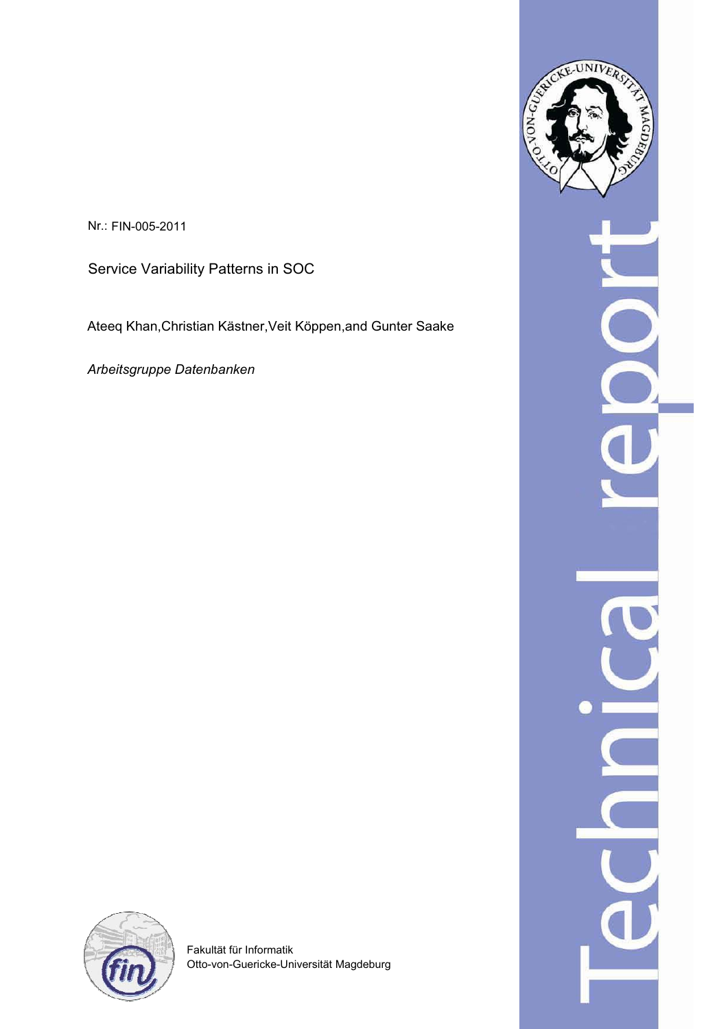Nr.: FIN-005-2011

# Service Variability Patterns in SOC

Ateeq Khan,Christian Kästner,Veit Köppen,and Gunter Saake

*Arbeitsgruppe Datenbanken*

Fakultät für Informatik
Otto-von-Guericke-Universität Magdeburg

Technical report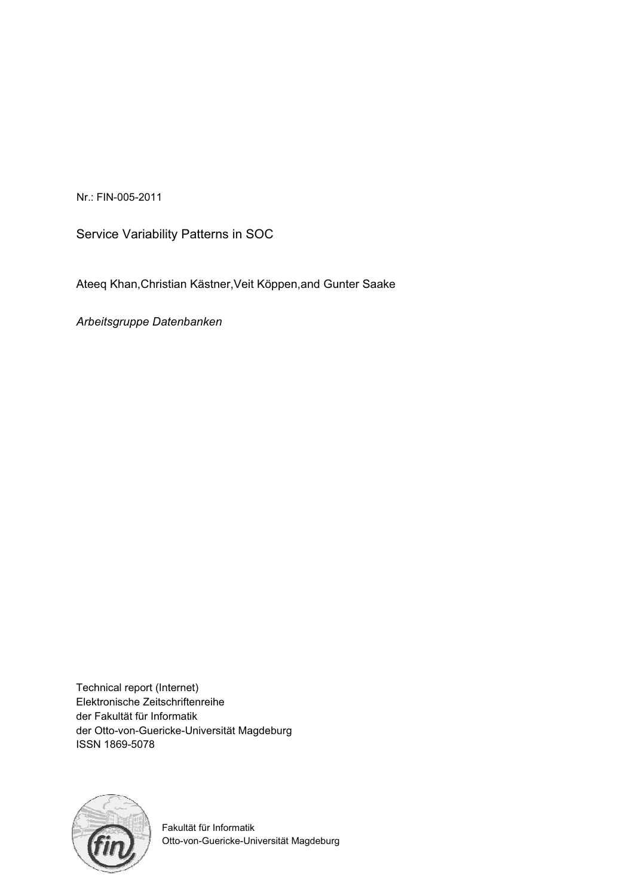Nr.: FIN-005-2011

Service Variability Patterns in SOC

Ateeq Khan,Christian Kästner,Veit Köppen,and Gunter Saake

*Arbeitsgruppe Datenbanken*

Technical report (Internet)
Elektronische Zeitschriftenreihe
der Fakultät für Informatik
der Otto-von-Guericke-Universität Magdeburg
ISSN 1869-5078

Fakultät für Informatik
Otto-von-Guericke-Universität Magdeburg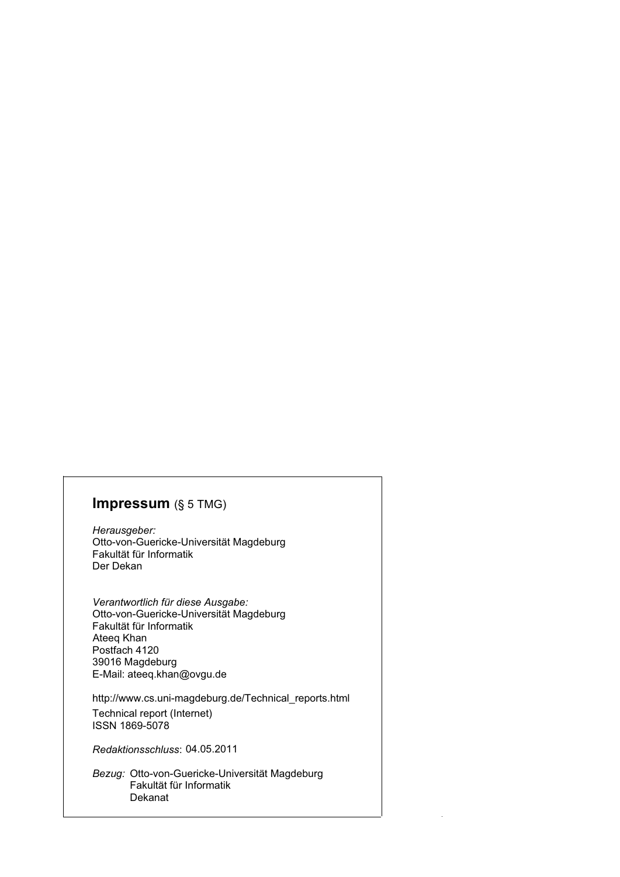## **Impressum** (§ 5 TMG)

*Herausgeber:*
Otto-von-Guericke-Universität Magdeburg
Fakultät für Informatik
Der Dekan

*Verantwortlich für diese Ausgabe:*
Otto-von-Guericke-Universität Magdeburg
Fakultät für Informatik
Ateeq Khan
Postfach 4120
39016 Magdeburg
E-Mail: ateeq.khan@ovgu.de

http://www.cs.uni-magdeburg.de/Technical_reports.html
Technical report (Internet)
ISSN 1869-5078

*Redaktionsschluss*: 04.05.2011

*Bezug:* Otto-von-Guericke-Universität Magdeburg
Fakultät für Informatik
Dekanat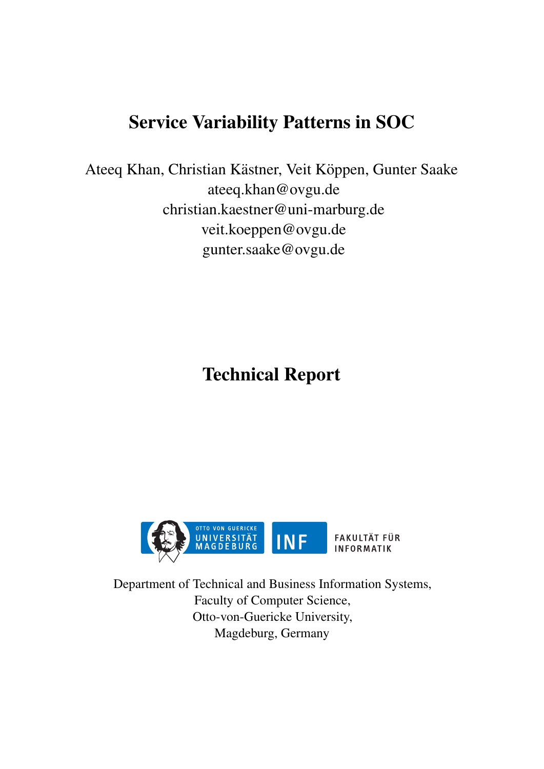# Service Variability Patterns in SOC

Ateeq Khan, Christian Kästner, Veit Köppen, Gunter Saake
ateeq.khan@ovgu.de
christian.kaestner@uni-marburg.de
veit.koeppen@ovgu.de
gunter.saake@ovgu.de

# Technical Report

OTTO VON GUERICKE UNIVERSITÄT MAGDEBURG INF FAKULTÄT FÜR INFORMATIK

Department of Technical and Business Information Systems,
Faculty of Computer Science,
Otto-von-Guericke University,
Magdeburg, Germany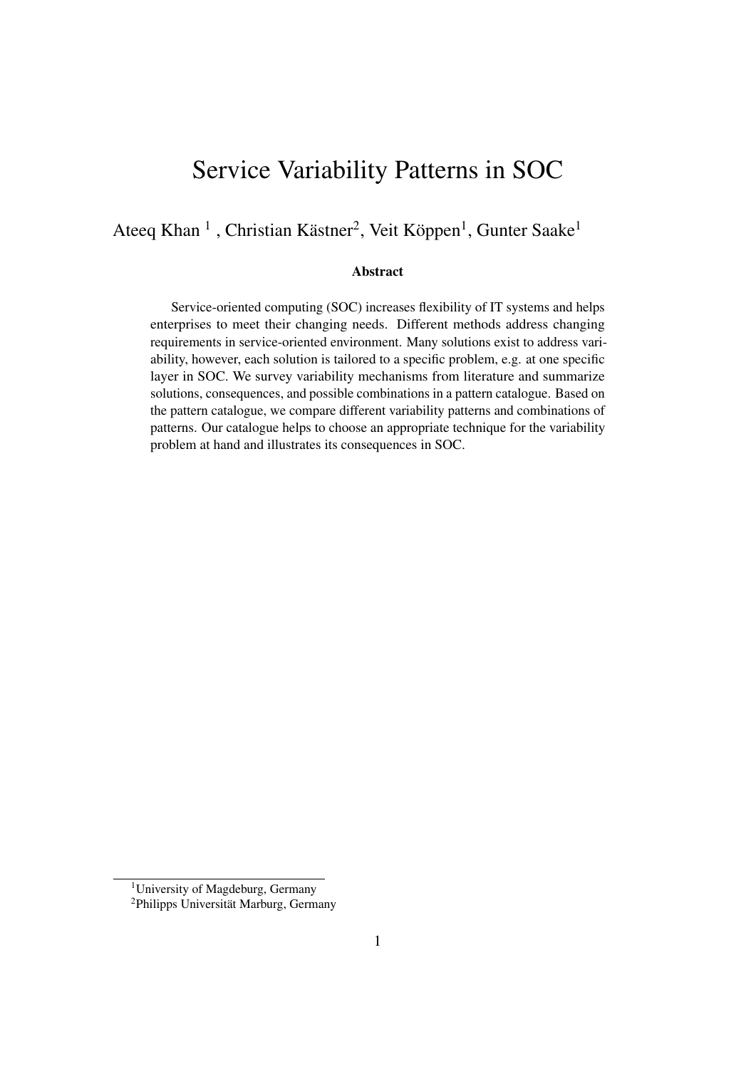# Service Variability Patterns in SOC

Ateeq Khan [1] , Christian Kästner[2], Veit Köppen[1], Gunter Saake[1]

**Abstract**

Service-oriented computing (SOC) increases flexibility of IT systems and helps enterprises to meet their changing needs. Different methods address changing requirements in service-oriented environment. Many solutions exist to address variability, however, each solution is tailored to a specific problem, e.g. at one specific layer in SOC. We survey variability mechanisms from literature and summarize solutions, consequences, and possible combinations in a pattern catalogue. Based on the pattern catalogue, we compare different variability patterns and combinations of patterns. Our catalogue helps to choose an appropriate technique for the variability problem at hand and illustrates its consequences in SOC.

[1]University of Magdeburg, Germany
[2]Philipps Universität Marburg, Germany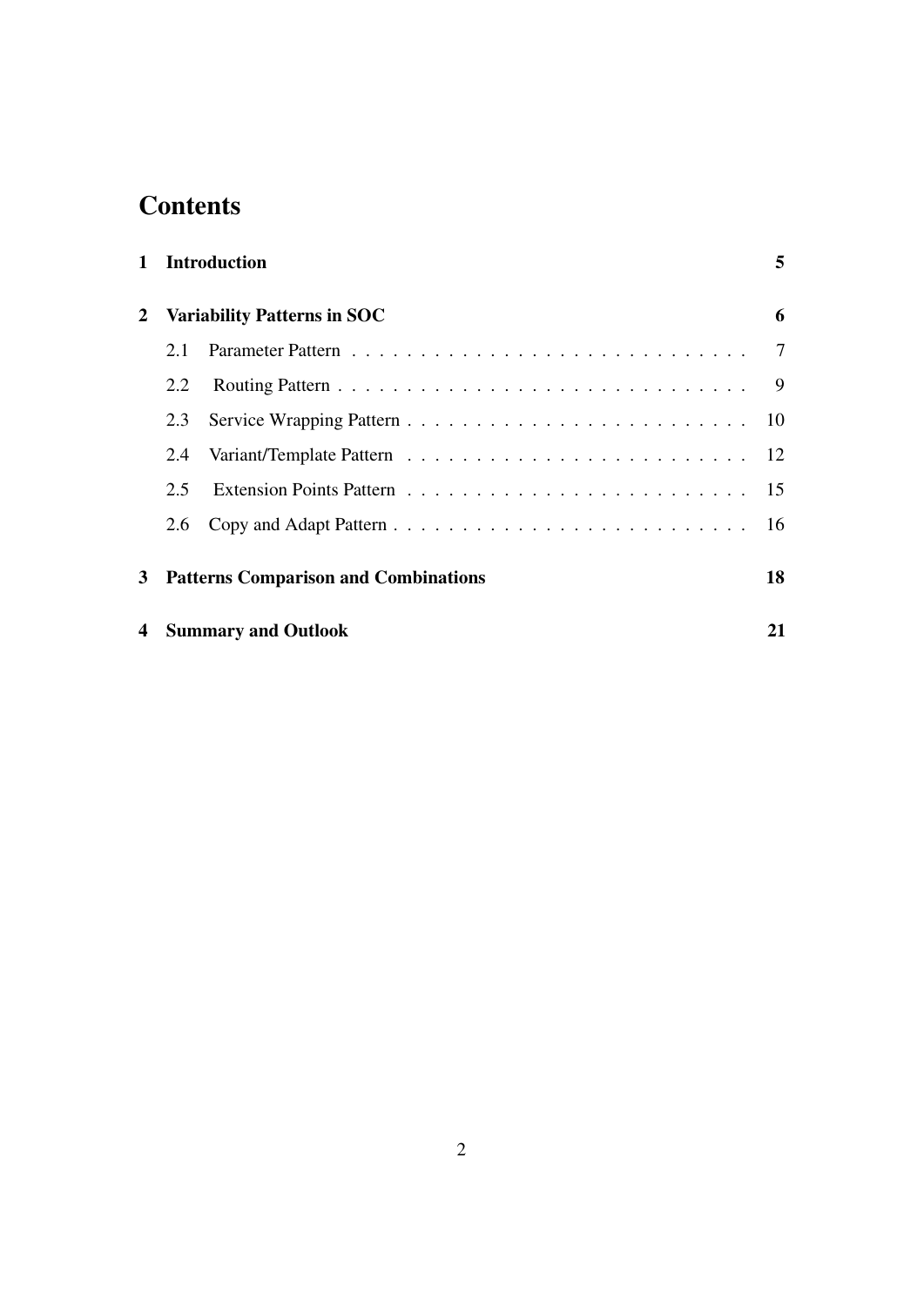# Contents

| | | |
|---|---|---|
| **1** | **Introduction** | **5** |
| **2** | **Variability Patterns in SOC** | **6** |
| | 2.1 Parameter Pattern | 7 |
| | 2.2 Routing Pattern | 9 |
| | 2.3 Service Wrapping Pattern | 10 |
| | 2.4 Variant/Template Pattern | 12 |
| | 2.5 Extension Points Pattern | 15 |
| | 2.6 Copy and Adapt Pattern | 16 |
| **3** | **Patterns Comparison and Combinations** | **18** |
| **4** | **Summary and Outlook** | **21** |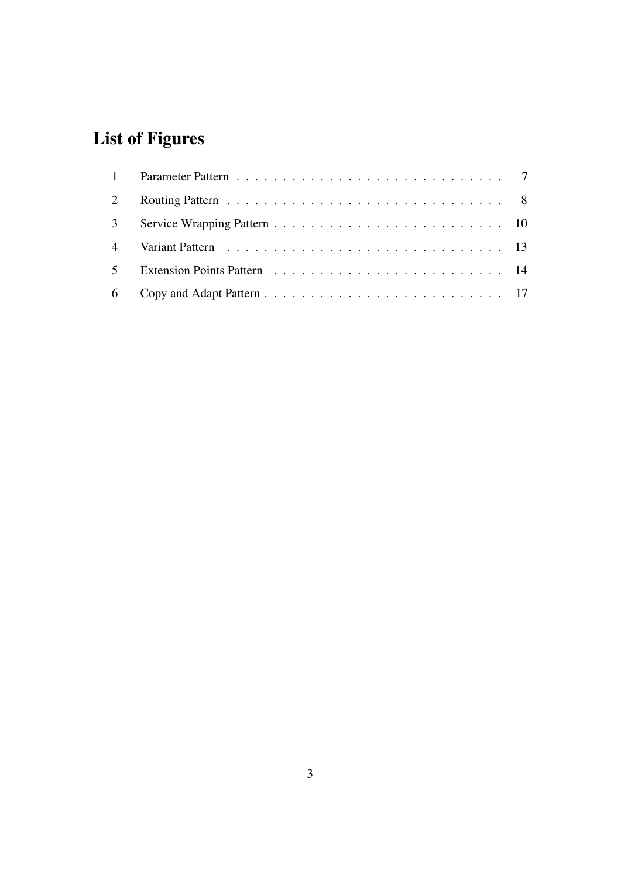# List of Figures

| | | |
|---|---|---|
| 1 | Parameter Pattern | 7 |
| 2 | Routing Pattern | 8 |
| 3 | Service Wrapping Pattern | 10 |
| 4 | Variant Pattern | 13 |
| 5 | Extension Points Pattern | 14 |
| 6 | Copy and Adapt Pattern | 17 |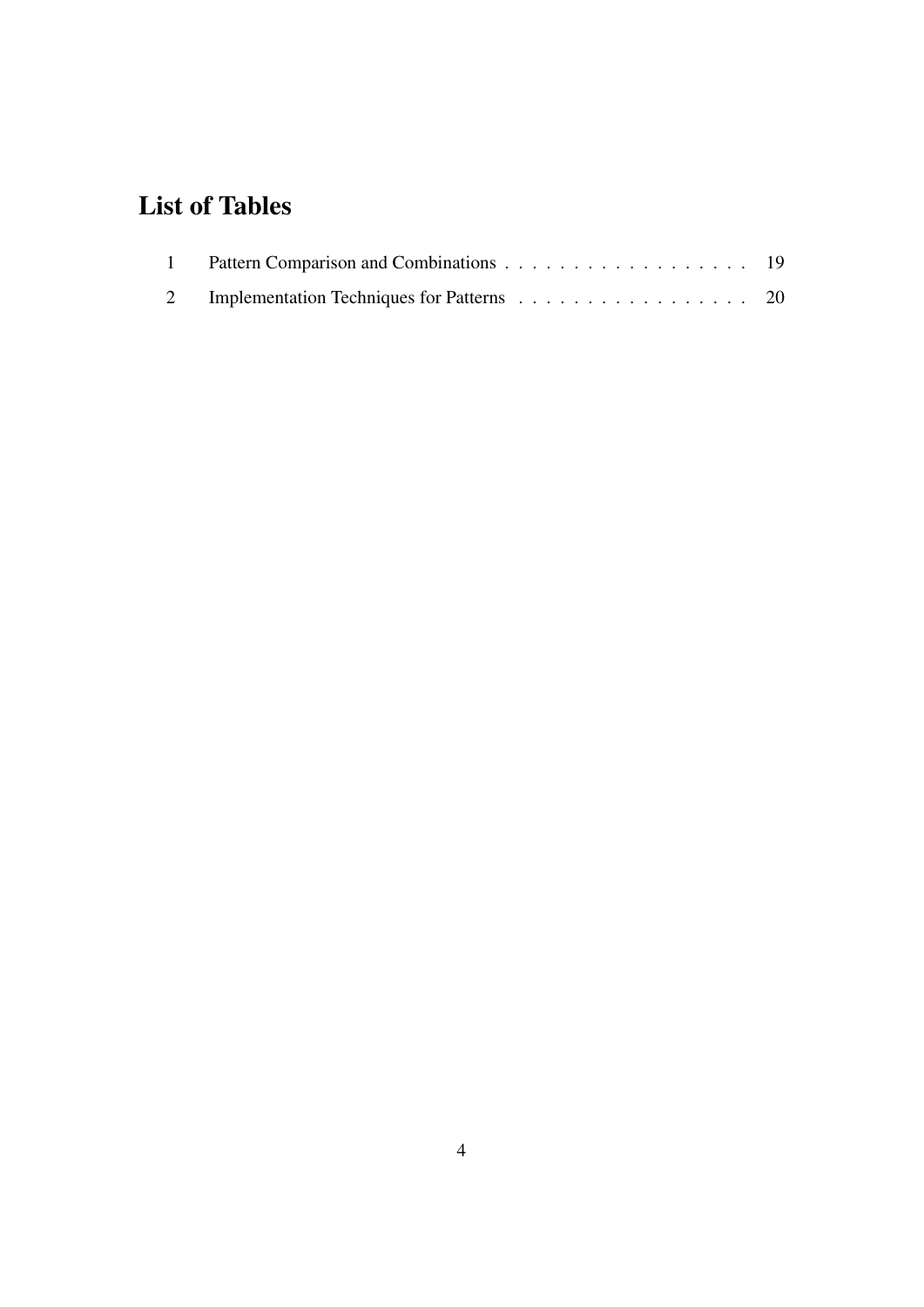# List of Tables

1 Pattern Comparison and Combinations . . . . . . . . . . . . . . . . . . . 19

2 Implementation Techniques for Patterns . . . . . . . . . . . . . . . . . . 20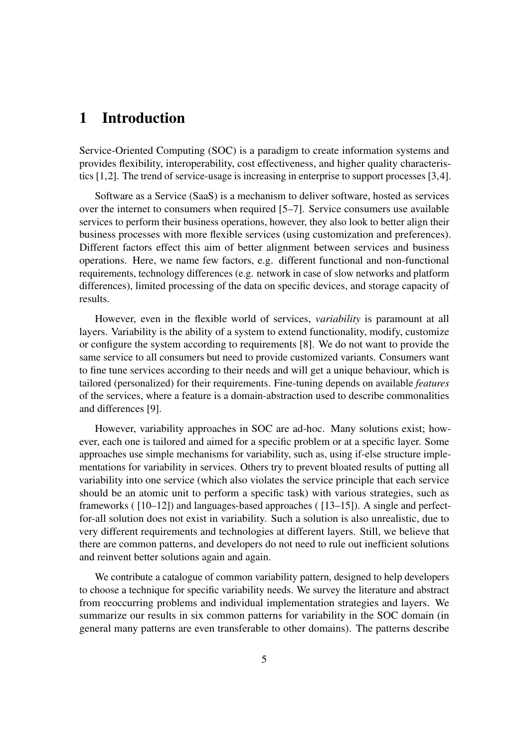# 1 Introduction

Service-Oriented Computing (SOC) is a paradigm to create information systems and provides flexibility, interoperability, cost effectiveness, and higher quality characteristics [1,2]. The trend of service-usage is increasing in enterprise to support processes [3,4].

Software as a Service (SaaS) is a mechanism to deliver software, hosted as services over the internet to consumers when required [5–7]. Service consumers use available services to perform their business operations, however, they also look to better align their business processes with more flexible services (using customization and preferences). Different factors effect this aim of better alignment between services and business operations. Here, we name few factors, e.g. different functional and non-functional requirements, technology differences (e.g. network in case of slow networks and platform differences), limited processing of the data on specific devices, and storage capacity of results.

However, even in the flexible world of services, *variability* is paramount at all layers. Variability is the ability of a system to extend functionality, modify, customize or configure the system according to requirements [8]. We do not want to provide the same service to all consumers but need to provide customized variants. Consumers want to fine tune services according to their needs and will get a unique behaviour, which is tailored (personalized) for their requirements. Fine-tuning depends on available *features* of the services, where a feature is a domain-abstraction used to describe commonalities and differences [9].

However, variability approaches in SOC are ad-hoc. Many solutions exist; however, each one is tailored and aimed for a specific problem or at a specific layer. Some approaches use simple mechanisms for variability, such as, using if-else structure implementations for variability in services. Others try to prevent bloated results of putting all variability into one service (which also violates the service principle that each service should be an atomic unit to perform a specific task) with various strategies, such as frameworks ( [10–12]) and languages-based approaches ( [13–15]). A single and perfect-for-all solution does not exist in variability. Such a solution is also unrealistic, due to very different requirements and technologies at different layers. Still, we believe that there are common patterns, and developers do not need to rule out inefficient solutions and reinvent better solutions again and again.

We contribute a catalogue of common variability pattern, designed to help developers to choose a technique for specific variability needs. We survey the literature and abstract from reoccurring problems and individual implementation strategies and layers. We summarize our results in six common patterns for variability in the SOC domain (in general many patterns are even transferable to other domains). The patterns describe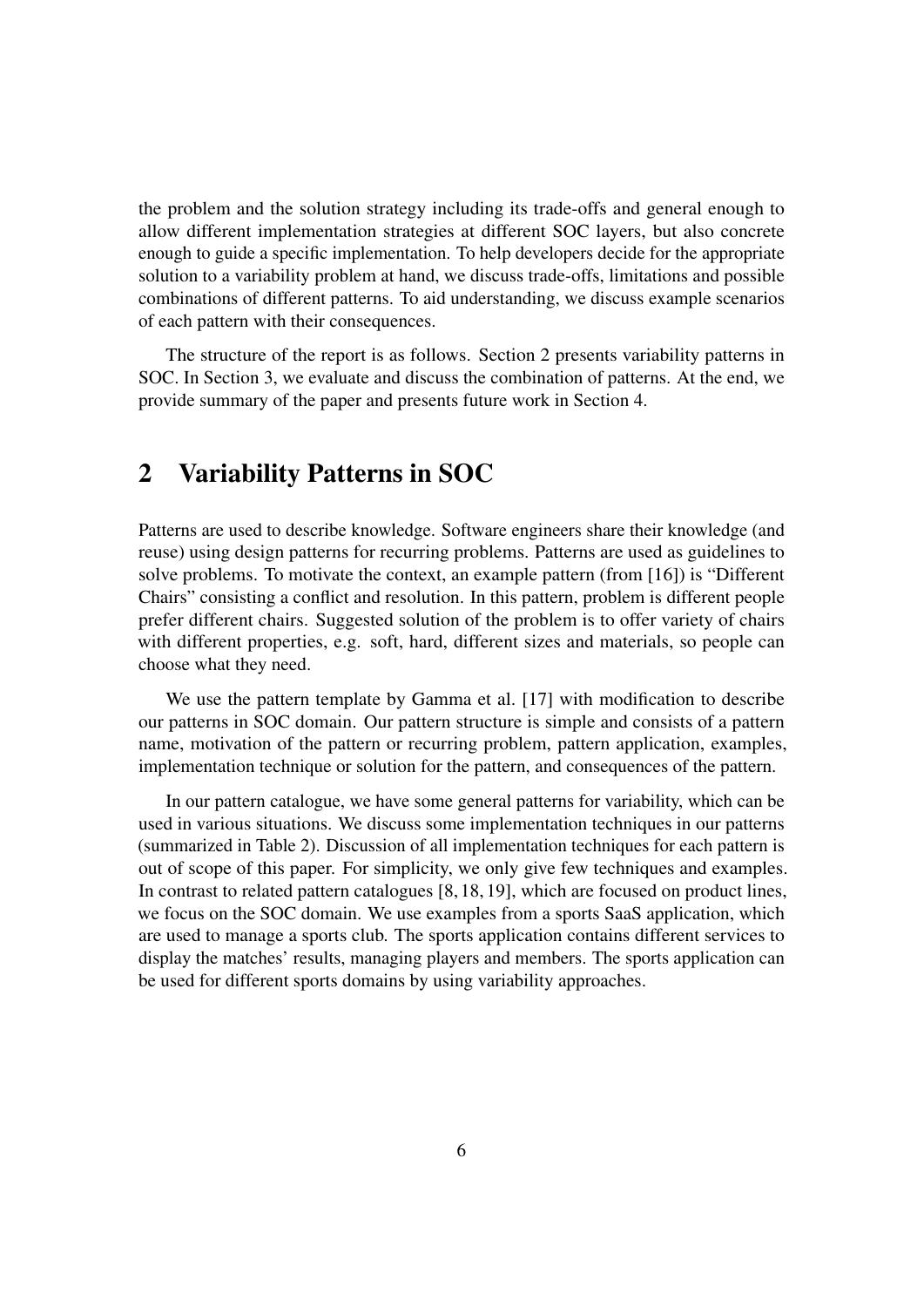the problem and the solution strategy including its trade-offs and general enough to allow different implementation strategies at different SOC layers, but also concrete enough to guide a specific implementation. To help developers decide for the appropriate solution to a variability problem at hand, we discuss trade-offs, limitations and possible combinations of different patterns. To aid understanding, we discuss example scenarios of each pattern with their consequences.

The structure of the report is as follows. Section 2 presents variability patterns in SOC. In Section 3, we evaluate and discuss the combination of patterns. At the end, we provide summary of the paper and presents future work in Section 4.

## 2 Variability Patterns in SOC

Patterns are used to describe knowledge. Software engineers share their knowledge (and reuse) using design patterns for recurring problems. Patterns are used as guidelines to solve problems. To motivate the context, an example pattern (from [16]) is "Different Chairs" consisting a conflict and resolution. In this pattern, problem is different people prefer different chairs. Suggested solution of the problem is to offer variety of chairs with different properties, e.g. soft, hard, different sizes and materials, so people can choose what they need.

We use the pattern template by Gamma et al. [17] with modification to describe our patterns in SOC domain. Our pattern structure is simple and consists of a pattern name, motivation of the pattern or recurring problem, pattern application, examples, implementation technique or solution for the pattern, and consequences of the pattern.

In our pattern catalogue, we have some general patterns for variability, which can be used in various situations. We discuss some implementation techniques in our patterns (summarized in Table 2). Discussion of all implementation techniques for each pattern is out of scope of this paper. For simplicity, we only give few techniques and examples. In contrast to related pattern catalogues [8, 18, 19], which are focused on product lines, we focus on the SOC domain. We use examples from a sports SaaS application, which are used to manage a sports club. The sports application contains different services to display the matches' results, managing players and members. The sports application can be used for different sports domains by using variability approaches.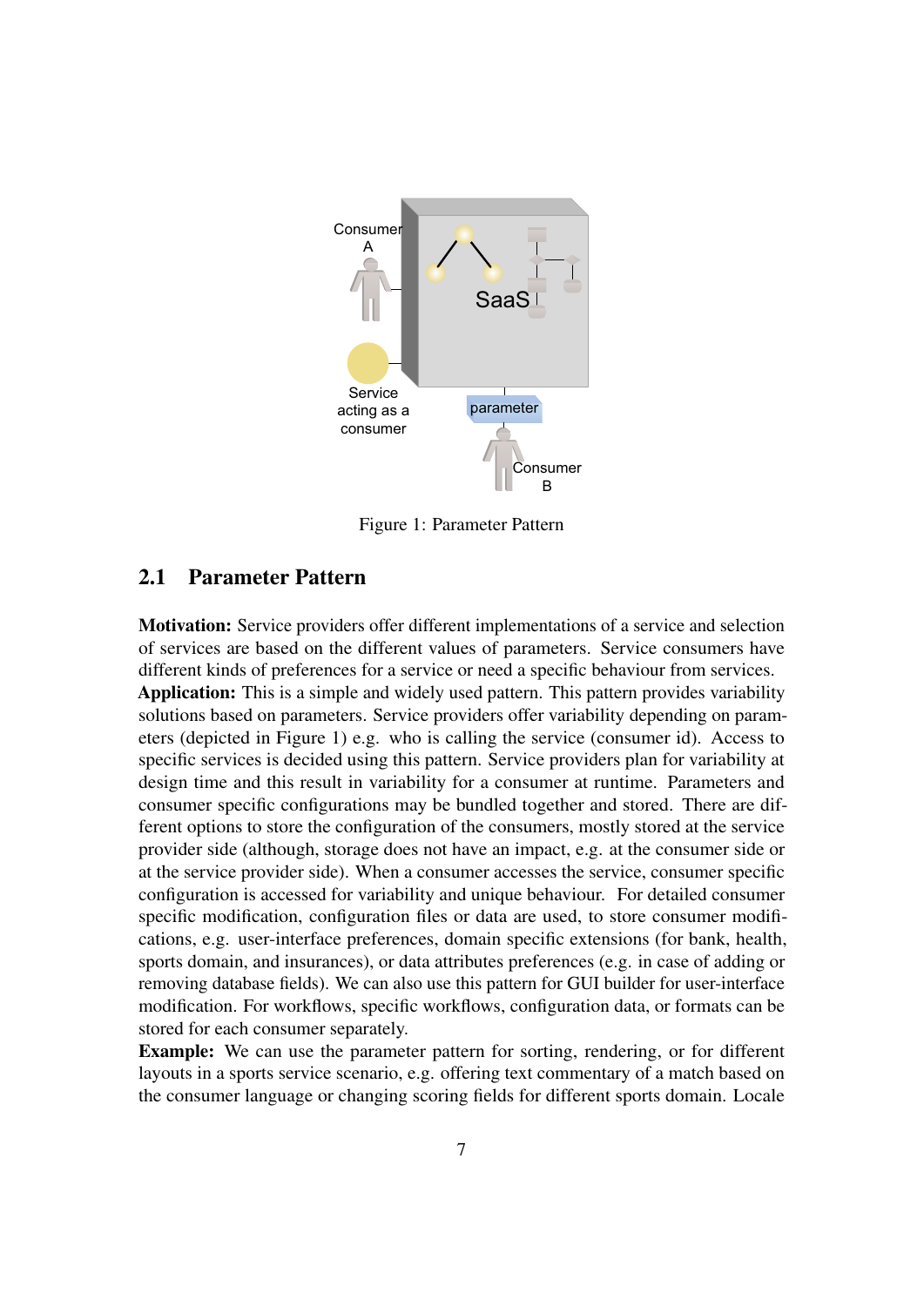Figure 1: Parameter Pattern

## 2.1 Parameter Pattern

**Motivation:** Service providers offer different implementations of a service and selection of services are based on the different values of parameters. Service consumers have different kinds of preferences for a service or need a specific behaviour from services.
**Application:** This is a simple and widely used pattern. This pattern provides variability solutions based on parameters. Service providers offer variability depending on parameters (depicted in Figure 1) e.g. who is calling the service (consumer id). Access to specific services is decided using this pattern. Service providers plan for variability at design time and this result in variability for a consumer at runtime. Parameters and consumer specific configurations may be bundled together and stored. There are different options to store the configuration of the consumers, mostly stored at the service provider side (although, storage does not have an impact, e.g. at the consumer side or at the service provider side). When a consumer accesses the service, consumer specific configuration is accessed for variability and unique behaviour. For detailed consumer specific modification, configuration files or data are used, to store consumer modifications, e.g. user-interface preferences, domain specific extensions (for bank, health, sports domain, and insurances), or data attributes preferences (e.g. in case of adding or removing database fields). We can also use this pattern for GUI builder for user-interface modification. For workflows, specific workflows, configuration data, or formats can be stored for each consumer separately.
**Example:** We can use the parameter pattern for sorting, rendering, or for different layouts in a sports service scenario, e.g. offering text commentary of a match based on the consumer language or changing scoring fields for different sports domain. Locale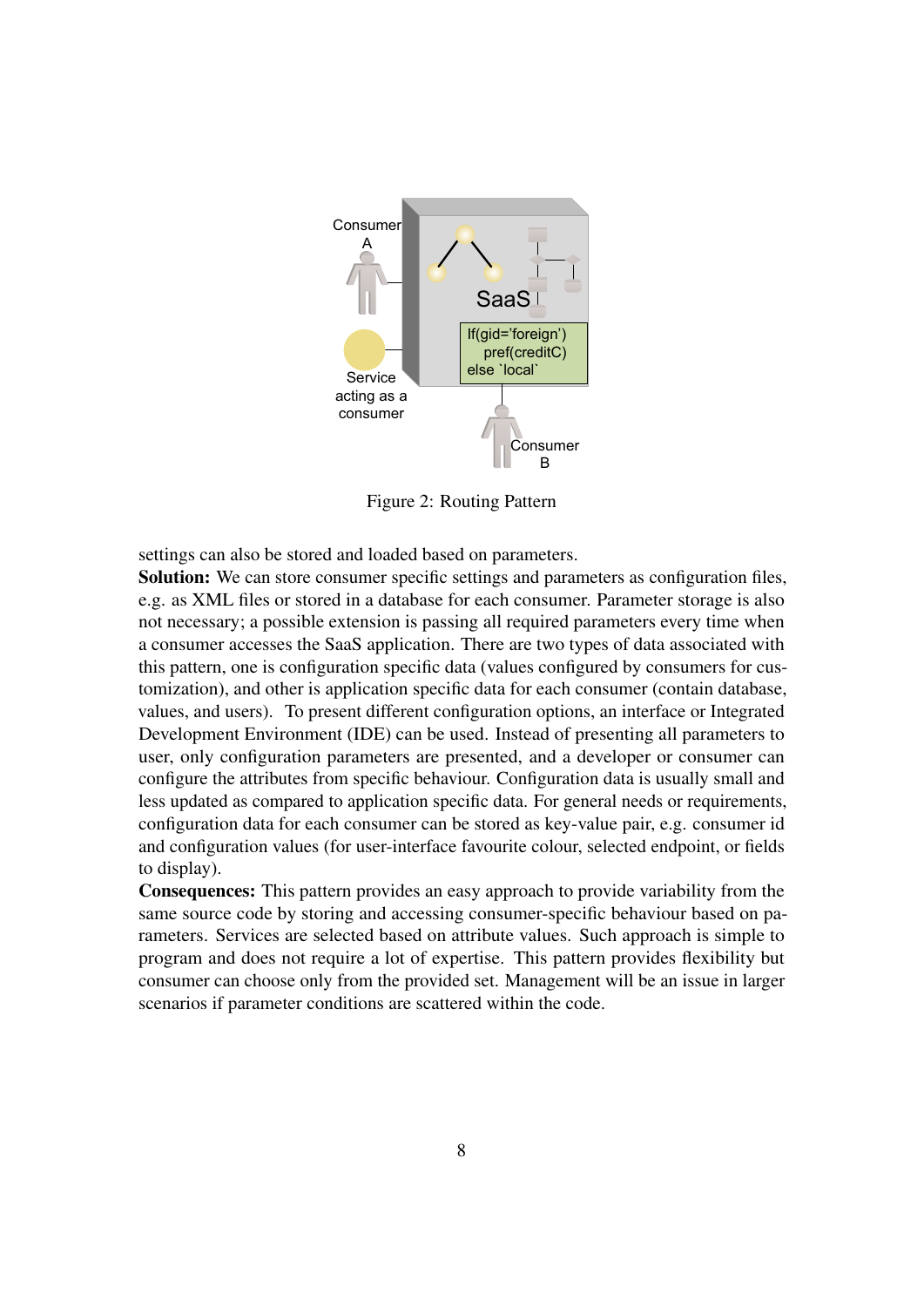Figure 2: Routing Pattern

settings can also be stored and loaded based on parameters.

**Solution:** We can store consumer specific settings and parameters as configuration files, e.g. as XML files or stored in a database for each consumer. Parameter storage is also not necessary; a possible extension is passing all required parameters every time when a consumer accesses the SaaS application. There are two types of data associated with this pattern, one is configuration specific data (values configured by consumers for customization), and other is application specific data for each consumer (contain database, values, and users). To present different configuration options, an interface or Integrated Development Environment (IDE) can be used. Instead of presenting all parameters to user, only configuration parameters are presented, and a developer or consumer can configure the attributes from specific behaviour. Configuration data is usually small and less updated as compared to application specific data. For general needs or requirements, configuration data for each consumer can be stored as key-value pair, e.g. consumer id and configuration values (for user-interface favourite colour, selected endpoint, or fields to display).

**Consequences:** This pattern provides an easy approach to provide variability from the same source code by storing and accessing consumer-specific behaviour based on parameters. Services are selected based on attribute values. Such approach is simple to program and does not require a lot of expertise. This pattern provides flexibility but consumer can choose only from the provided set. Management will be an issue in larger scenarios if parameter conditions are scattered within the code.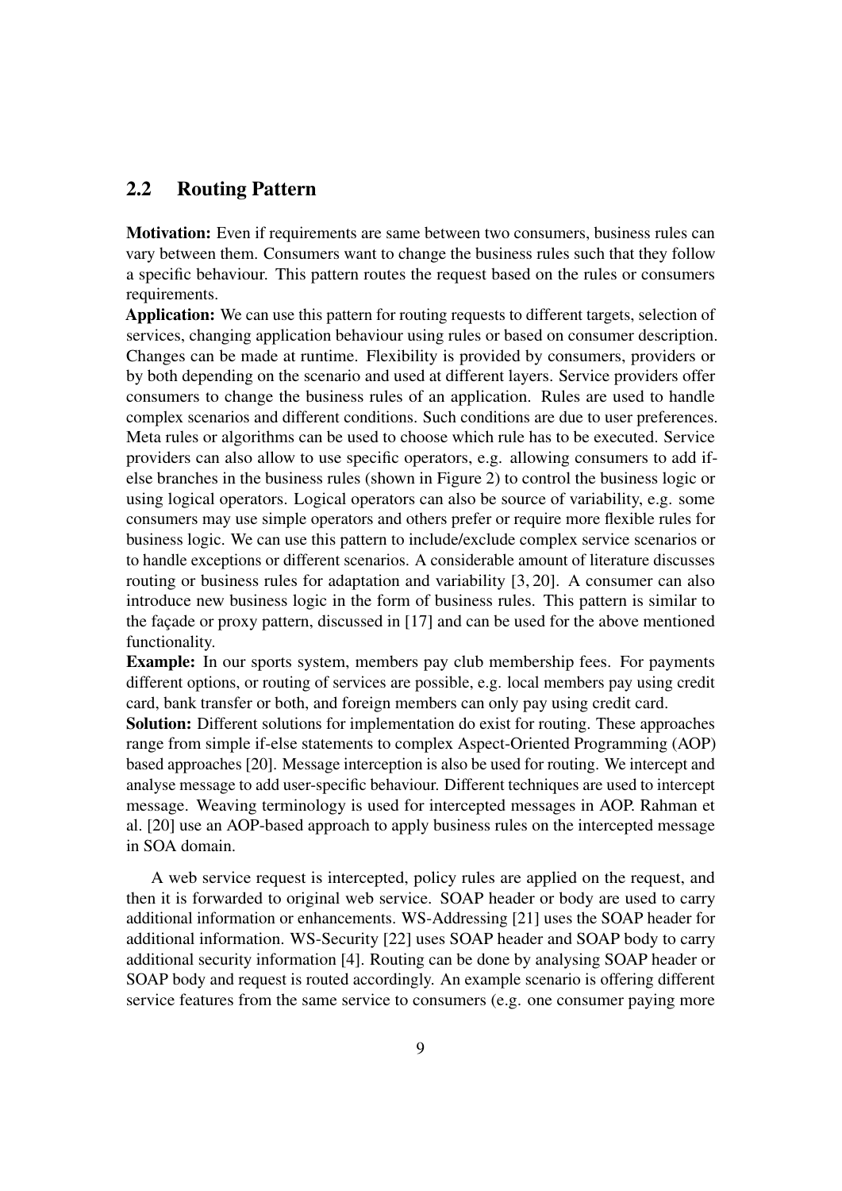## 2.2 Routing Pattern

**Motivation:** Even if requirements are same between two consumers, business rules can vary between them. Consumers want to change the business rules such that they follow a specific behaviour. This pattern routes the request based on the rules or consumers requirements.

**Application:** We can use this pattern for routing requests to different targets, selection of services, changing application behaviour using rules or based on consumer description. Changes can be made at runtime. Flexibility is provided by consumers, providers or by both depending on the scenario and used at different layers. Service providers offer consumers to change the business rules of an application. Rules are used to handle complex scenarios and different conditions. Such conditions are due to user preferences. Meta rules or algorithms can be used to choose which rule has to be executed. Service providers can also allow to use specific operators, e.g. allowing consumers to add if-else branches in the business rules (shown in Figure 2) to control the business logic or using logical operators. Logical operators can also be source of variability, e.g. some consumers may use simple operators and others prefer or require more flexible rules for business logic. We can use this pattern to include/exclude complex service scenarios or to handle exceptions or different scenarios. A considerable amount of literature discusses routing or business rules for adaptation and variability [3, 20]. A consumer can also introduce new business logic in the form of business rules. This pattern is similar to the façade or proxy pattern, discussed in [17] and can be used for the above mentioned functionality.

**Example:** In our sports system, members pay club membership fees. For payments different options, or routing of services are possible, e.g. local members pay using credit card, bank transfer or both, and foreign members can only pay using credit card.

**Solution:** Different solutions for implementation do exist for routing. These approaches range from simple if-else statements to complex Aspect-Oriented Programming (AOP) based approaches [20]. Message interception is also be used for routing. We intercept and analyse message to add user-specific behaviour. Different techniques are used to intercept message. Weaving terminology is used for intercepted messages in AOP. Rahman et al. [20] use an AOP-based approach to apply business rules on the intercepted message in SOA domain.

A web service request is intercepted, policy rules are applied on the request, and then it is forwarded to original web service. SOAP header or body are used to carry additional information or enhancements. WS-Addressing [21] uses the SOAP header for additional information. WS-Security [22] uses SOAP header and SOAP body to carry additional security information [4]. Routing can be done by analysing SOAP header or SOAP body and request is routed accordingly. An example scenario is offering different service features from the same service to consumers (e.g. one consumer paying more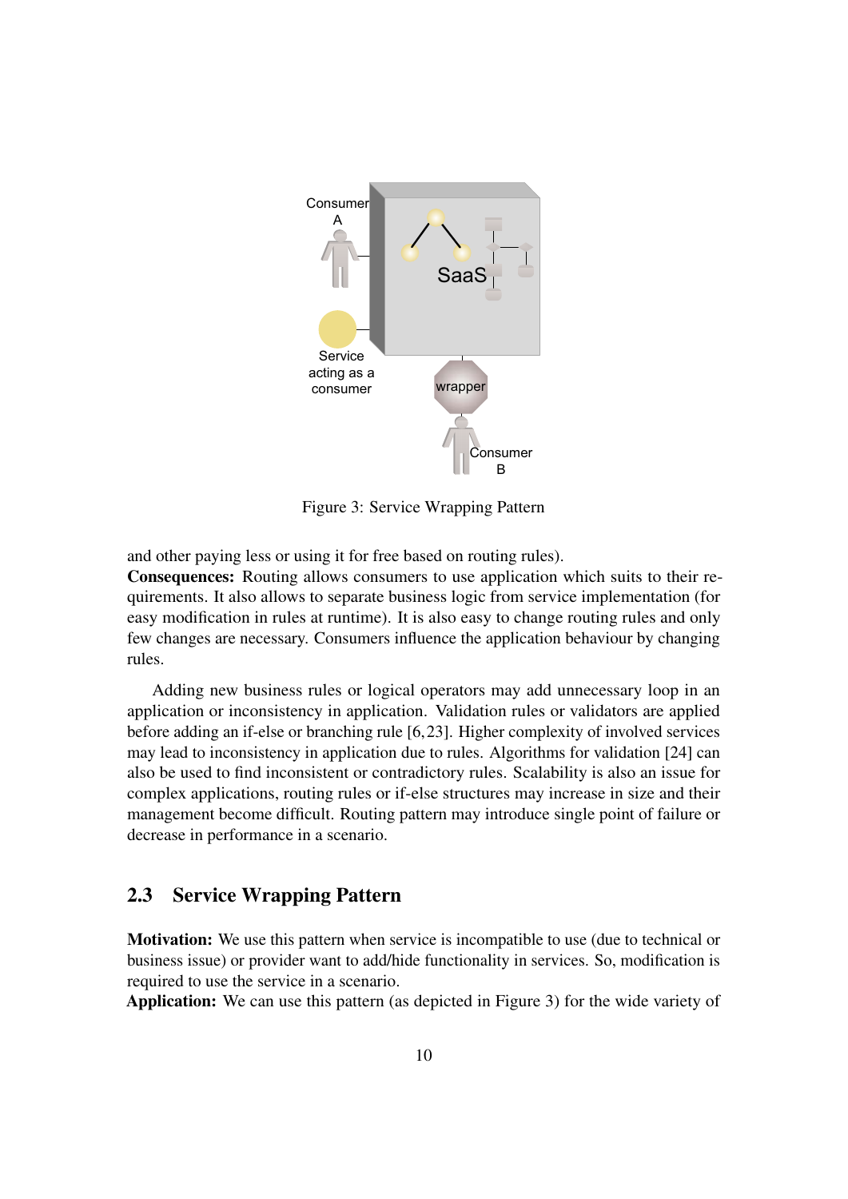Figure 3: Service Wrapping Pattern

and other paying less or using it for free based on routing rules).
**Consequences:** Routing allows consumers to use application which suits to their requirements. It also allows to separate business logic from service implementation (for easy modification in rules at runtime). It is also easy to change routing rules and only few changes are necessary. Consumers influence the application behaviour by changing rules.

Adding new business rules or logical operators may add unnecessary loop in an application or inconsistency in application. Validation rules or validators are applied before adding an if-else or branching rule [6,23]. Higher complexity of involved services may lead to inconsistency in application due to rules. Algorithms for validation [24] can also be used to find inconsistent or contradictory rules. Scalability is also an issue for complex applications, routing rules or if-else structures may increase in size and their management become difficult. Routing pattern may introduce single point of failure or decrease in performance in a scenario.

## 2.3 Service Wrapping Pattern

**Motivation:** We use this pattern when service is incompatible to use (due to technical or business issue) or provider want to add/hide functionality in services. So, modification is required to use the service in a scenario.
**Application:** We can use this pattern (as depicted in Figure 3) for the wide variety of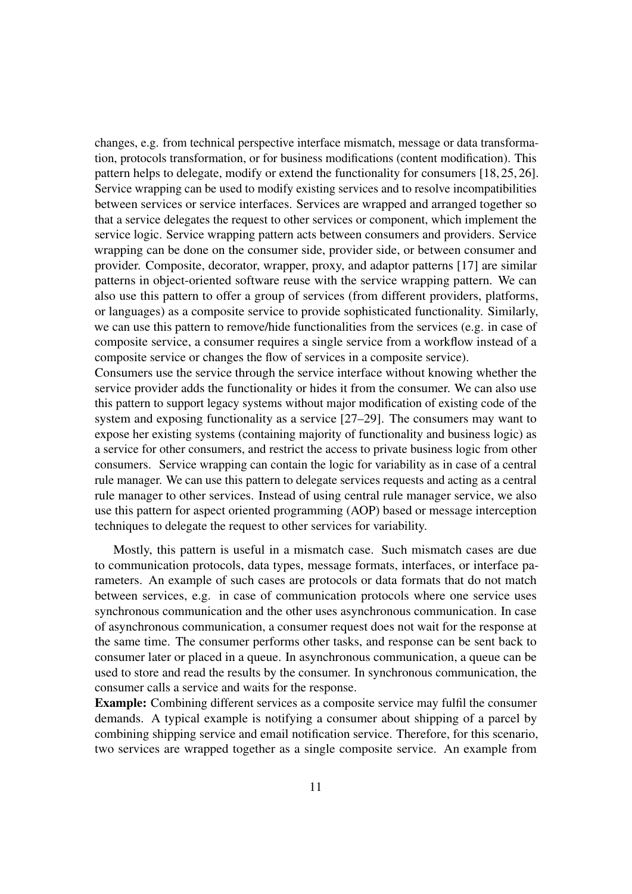changes, e.g. from technical perspective interface mismatch, message or data transformation, protocols transformation, or for business modifications (content modification). This pattern helps to delegate, modify or extend the functionality for consumers [18, 25, 26]. Service wrapping can be used to modify existing services and to resolve incompatibilities between services or service interfaces. Services are wrapped and arranged together so that a service delegates the request to other services or component, which implement the service logic. Service wrapping pattern acts between consumers and providers. Service wrapping can be done on the consumer side, provider side, or between consumer and provider. Composite, decorator, wrapper, proxy, and adaptor patterns [17] are similar patterns in object-oriented software reuse with the service wrapping pattern. We can also use this pattern to offer a group of services (from different providers, platforms, or languages) as a composite service to provide sophisticated functionality. Similarly, we can use this pattern to remove/hide functionalities from the services (e.g. in case of composite service, a consumer requires a single service from a workflow instead of a composite service or changes the flow of services in a composite service).
Consumers use the service through the service interface without knowing whether the service provider adds the functionality or hides it from the consumer. We can also use this pattern to support legacy systems without major modification of existing code of the system and exposing functionality as a service [27–29]. The consumers may want to expose her existing systems (containing majority of functionality and business logic) as a service for other consumers, and restrict the access to private business logic from other consumers. Service wrapping can contain the logic for variability as in case of a central rule manager. We can use this pattern to delegate services requests and acting as a central rule manager to other services. Instead of using central rule manager service, we also use this pattern for aspect oriented programming (AOP) based or message interception techniques to delegate the request to other services for variability.

Mostly, this pattern is useful in a mismatch case. Such mismatch cases are due to communication protocols, data types, message formats, interfaces, or interface parameters. An example of such cases are protocols or data formats that do not match between services, e.g. in case of communication protocols where one service uses synchronous communication and the other uses asynchronous communication. In case of asynchronous communication, a consumer request does not wait for the response at the same time. The consumer performs other tasks, and response can be sent back to consumer later or placed in a queue. In asynchronous communication, a queue can be used to store and read the results by the consumer. In synchronous communication, the consumer calls a service and waits for the response.
**Example:** Combining different services as a composite service may fulfil the consumer demands. A typical example is notifying a consumer about shipping of a parcel by combining shipping service and email notification service. Therefore, for this scenario, two services are wrapped together as a single composite service. An example from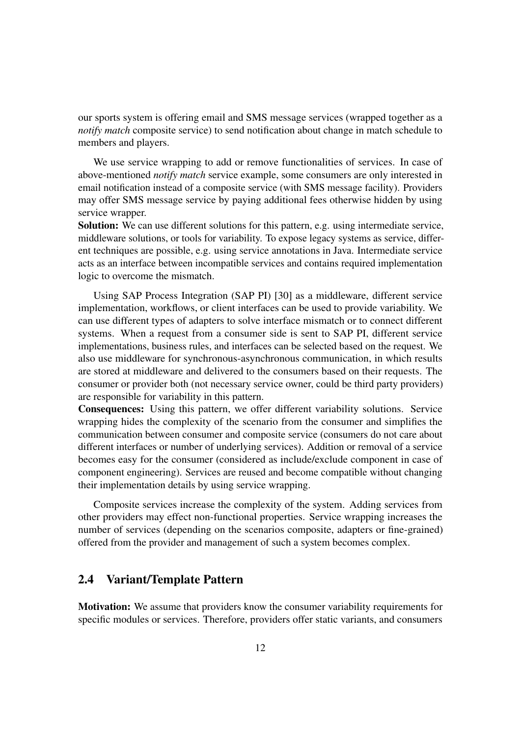our sports system is offering email and SMS message services (wrapped together as a *notify match* composite service) to send notification about change in match schedule to members and players.

We use service wrapping to add or remove functionalities of services. In case of above-mentioned *notify match* service example, some consumers are only interested in email notification instead of a composite service (with SMS message facility). Providers may offer SMS message service by paying additional fees otherwise hidden by using service wrapper.

**Solution:** We can use different solutions for this pattern, e.g. using intermediate service, middleware solutions, or tools for variability. To expose legacy systems as service, different techniques are possible, e.g. using service annotations in Java. Intermediate service acts as an interface between incompatible services and contains required implementation logic to overcome the mismatch.

Using SAP Process Integration (SAP PI) [30] as a middleware, different service implementation, workflows, or client interfaces can be used to provide variability. We can use different types of adapters to solve interface mismatch or to connect different systems. When a request from a consumer side is sent to SAP PI, different service implementations, business rules, and interfaces can be selected based on the request. We also use middleware for synchronous-asynchronous communication, in which results are stored at middleware and delivered to the consumers based on their requests. The consumer or provider both (not necessary service owner, could be third party providers) are responsible for variability in this pattern.

**Consequences:** Using this pattern, we offer different variability solutions. Service wrapping hides the complexity of the scenario from the consumer and simplifies the communication between consumer and composite service (consumers do not care about different interfaces or number of underlying services). Addition or removal of a service becomes easy for the consumer (considered as include/exclude component in case of component engineering). Services are reused and become compatible without changing their implementation details by using service wrapping.

Composite services increase the complexity of the system. Adding services from other providers may effect non-functional properties. Service wrapping increases the number of services (depending on the scenarios composite, adapters or fine-grained) offered from the provider and management of such a system becomes complex.

## 2.4 Variant/Template Pattern

**Motivation:** We assume that providers know the consumer variability requirements for specific modules or services. Therefore, providers offer static variants, and consumers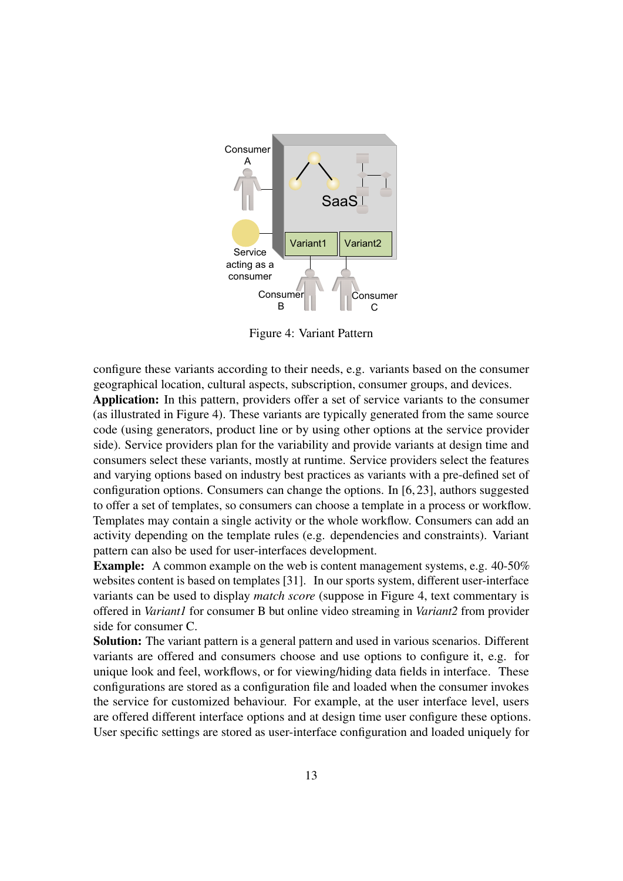Figure 4: Variant Pattern

configure these variants according to their needs, e.g. variants based on the consumer geographical location, cultural aspects, subscription, consumer groups, and devices.

**Application:** In this pattern, providers offer a set of service variants to the consumer (as illustrated in Figure 4). These variants are typically generated from the same source code (using generators, product line or by using other options at the service provider side). Service providers plan for the variability and provide variants at design time and consumers select these variants, mostly at runtime. Service providers select the features and varying options based on industry best practices as variants with a pre-defined set of configuration options. Consumers can change the options. In [6, 23], authors suggested to offer a set of templates, so consumers can choose a template in a process or workflow. Templates may contain a single activity or the whole workflow. Consumers can add an activity depending on the template rules (e.g. dependencies and constraints). Variant pattern can also be used for user-interfaces development.

**Example:** A common example on the web is content management systems, e.g. 40-50% websites content is based on templates [31]. In our sports system, different user-interface variants can be used to display *match score* (suppose in Figure 4, text commentary is offered in *Variant1* for consumer B but online video streaming in *Variant2* from provider side for consumer C.

**Solution:** The variant pattern is a general pattern and used in various scenarios. Different variants are offered and consumers choose and use options to configure it, e.g. for unique look and feel, workflows, or for viewing/hiding data fields in interface. These configurations are stored as a configuration file and loaded when the consumer invokes the service for customized behaviour. For example, at the user interface level, users are offered different interface options and at design time user configure these options. User specific settings are stored as user-interface configuration and loaded uniquely for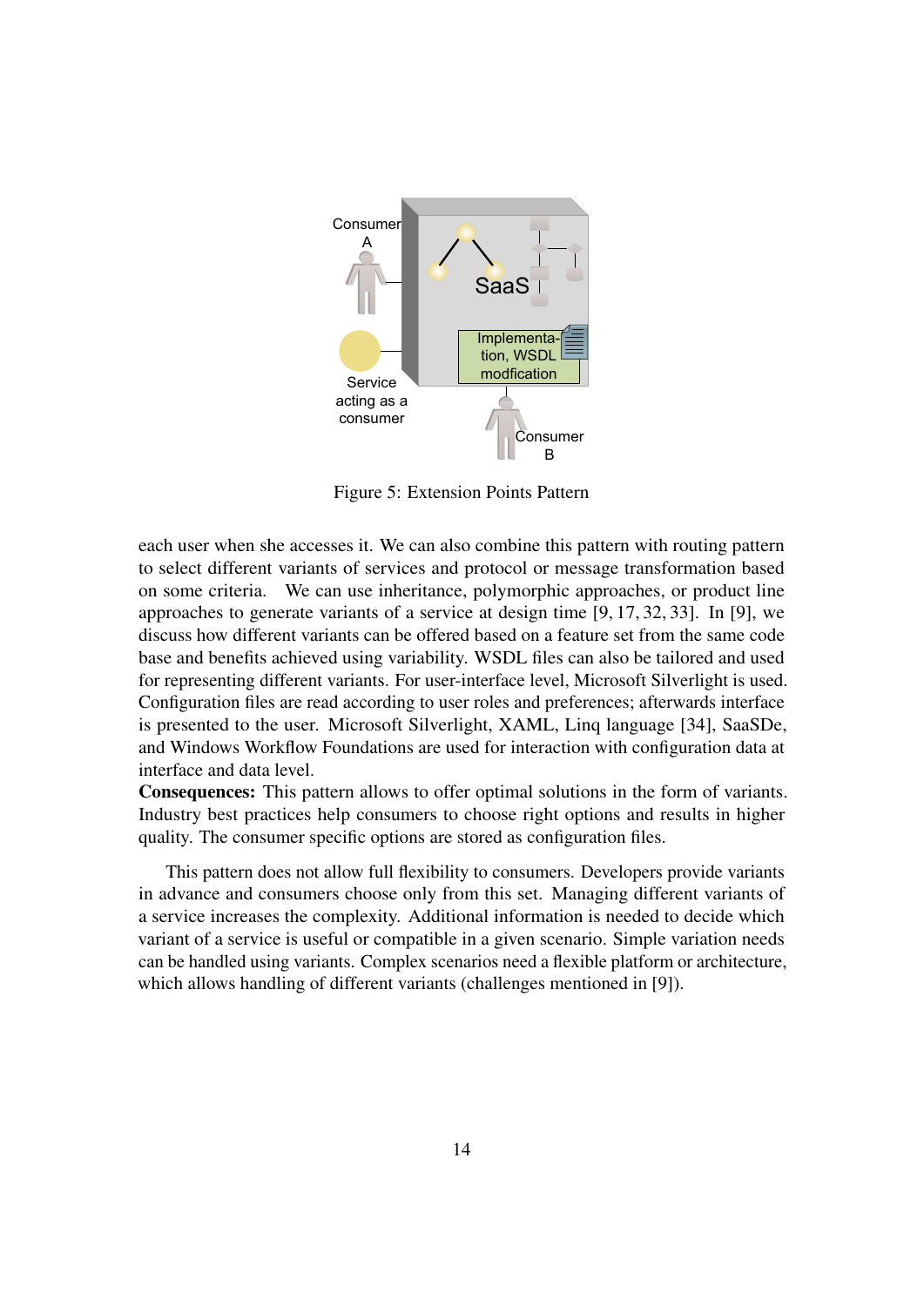Figure 5: Extension Points Pattern

each user when she accesses it. We can also combine this pattern with routing pattern to select different variants of services and protocol or message transformation based on some criteria. We can use inheritance, polymorphic approaches, or product line approaches to generate variants of a service at design time [9, 17, 32, 33]. In [9], we discuss how different variants can be offered based on a feature set from the same code base and benefits achieved using variability. WSDL files can also be tailored and used for representing different variants. For user-interface level, Microsoft Silverlight is used. Configuration files are read according to user roles and preferences; afterwards interface is presented to the user. Microsoft Silverlight, XAML, Linq language [34], SaaSDe, and Windows Workflow Foundations are used for interaction with configuration data at interface and data level.

**Consequences:** This pattern allows to offer optimal solutions in the form of variants. Industry best practices help consumers to choose right options and results in higher quality. The consumer specific options are stored as configuration files.

This pattern does not allow full flexibility to consumers. Developers provide variants in advance and consumers choose only from this set. Managing different variants of a service increases the complexity. Additional information is needed to decide which variant of a service is useful or compatible in a given scenario. Simple variation needs can be handled using variants. Complex scenarios need a flexible platform or architecture, which allows handling of different variants (challenges mentioned in [9]).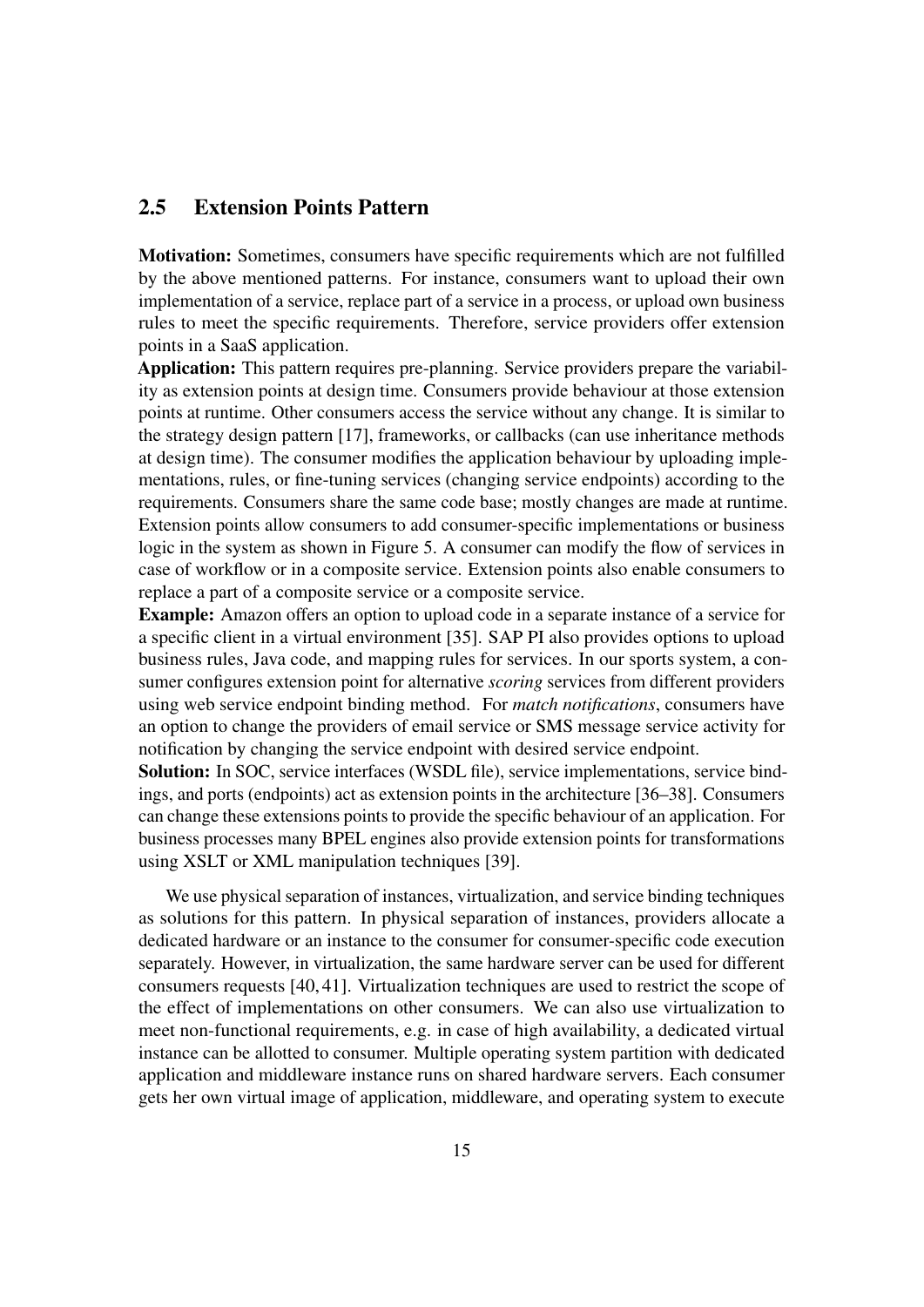## 2.5 Extension Points Pattern

**Motivation:** Sometimes, consumers have specific requirements which are not fulfilled by the above mentioned patterns. For instance, consumers want to upload their own implementation of a service, replace part of a service in a process, or upload own business rules to meet the specific requirements. Therefore, service providers offer extension points in a SaaS application.

**Application:** This pattern requires pre-planning. Service providers prepare the variability as extension points at design time. Consumers provide behaviour at those extension points at runtime. Other consumers access the service without any change. It is similar to the strategy design pattern [17], frameworks, or callbacks (can use inheritance methods at design time). The consumer modifies the application behaviour by uploading implementations, rules, or fine-tuning services (changing service endpoints) according to the requirements. Consumers share the same code base; mostly changes are made at runtime. Extension points allow consumers to add consumer-specific implementations or business logic in the system as shown in Figure 5. A consumer can modify the flow of services in case of workflow or in a composite service. Extension points also enable consumers to replace a part of a composite service or a composite service.

**Example:** Amazon offers an option to upload code in a separate instance of a service for a specific client in a virtual environment [35]. SAP PI also provides options to upload business rules, Java code, and mapping rules for services. In our sports system, a consumer configures extension point for alternative *scoring* services from different providers using web service endpoint binding method. For *match notifications*, consumers have an option to change the providers of email service or SMS message service activity for notification by changing the service endpoint with desired service endpoint.

**Solution:** In SOC, service interfaces (WSDL file), service implementations, service bindings, and ports (endpoints) act as extension points in the architecture [36–38]. Consumers can change these extensions points to provide the specific behaviour of an application. For business processes many BPEL engines also provide extension points for transformations using XSLT or XML manipulation techniques [39].

We use physical separation of instances, virtualization, and service binding techniques as solutions for this pattern. In physical separation of instances, providers allocate a dedicated hardware or an instance to the consumer for consumer-specific code execution separately. However, in virtualization, the same hardware server can be used for different consumers requests [40, 41]. Virtualization techniques are used to restrict the scope of the effect of implementations on other consumers. We can also use virtualization to meet non-functional requirements, e.g. in case of high availability, a dedicated virtual instance can be allotted to consumer. Multiple operating system partition with dedicated application and middleware instance runs on shared hardware servers. Each consumer gets her own virtual image of application, middleware, and operating system to execute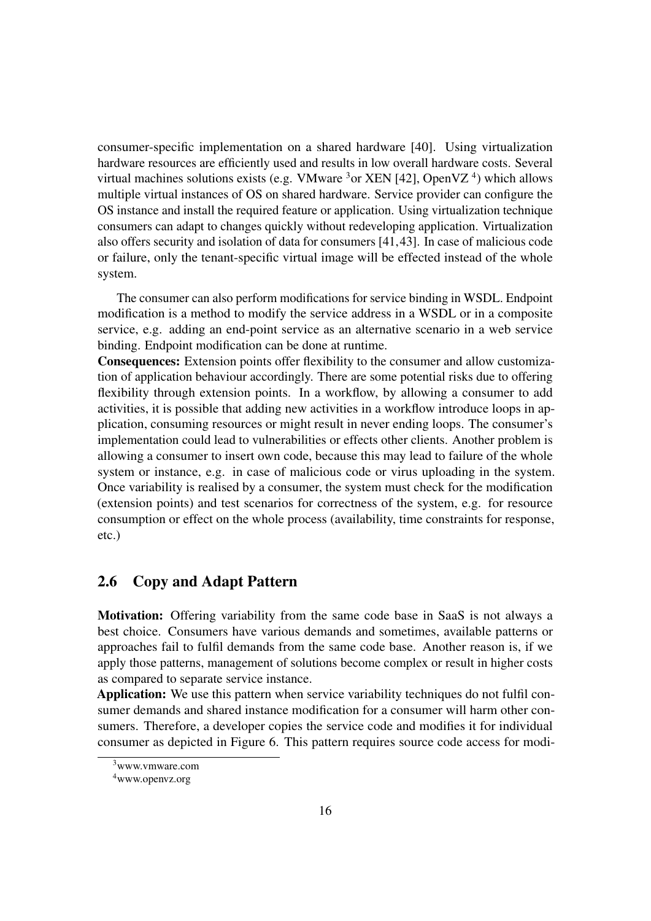consumer-specific implementation on a shared hardware [40]. Using virtualization hardware resources are efficiently used and results in low overall hardware costs. Several virtual machines solutions exists (e.g. VMware [3]or XEN [42], OpenVZ [4]) which allows multiple virtual instances of OS on shared hardware. Service provider can configure the OS instance and install the required feature or application. Using virtualization technique consumers can adapt to changes quickly without redeveloping application. Virtualization also offers security and isolation of data for consumers [41,43]. In case of malicious code or failure, only the tenant-specific virtual image will be effected instead of the whole system.

The consumer can also perform modifications for service binding in WSDL. Endpoint modification is a method to modify the service address in a WSDL or in a composite service, e.g. adding an end-point service as an alternative scenario in a web service binding. Endpoint modification can be done at runtime.

**Consequences:** Extension points offer flexibility to the consumer and allow customization of application behaviour accordingly. There are some potential risks due to offering flexibility through extension points. In a workflow, by allowing a consumer to add activities, it is possible that adding new activities in a workflow introduce loops in application, consuming resources or might result in never ending loops. The consumer's implementation could lead to vulnerabilities or effects other clients. Another problem is allowing a consumer to insert own code, because this may lead to failure of the whole system or instance, e.g. in case of malicious code or virus uploading in the system. Once variability is realised by a consumer, the system must check for the modification (extension points) and test scenarios for correctness of the system, e.g. for resource consumption or effect on the whole process (availability, time constraints for response, etc.)

## 2.6 Copy and Adapt Pattern

**Motivation:** Offering variability from the same code base in SaaS is not always a best choice. Consumers have various demands and sometimes, available patterns or approaches fail to fulfil demands from the same code base. Another reason is, if we apply those patterns, management of solutions become complex or result in higher costs as compared to separate service instance.

**Application:** We use this pattern when service variability techniques do not fulfil consumer demands and shared instance modification for a consumer will harm other consumers. Therefore, a developer copies the service code and modifies it for individual consumer as depicted in Figure 6. This pattern requires source code access for modi-

[3] www.vmware.com

[4] www.openvz.org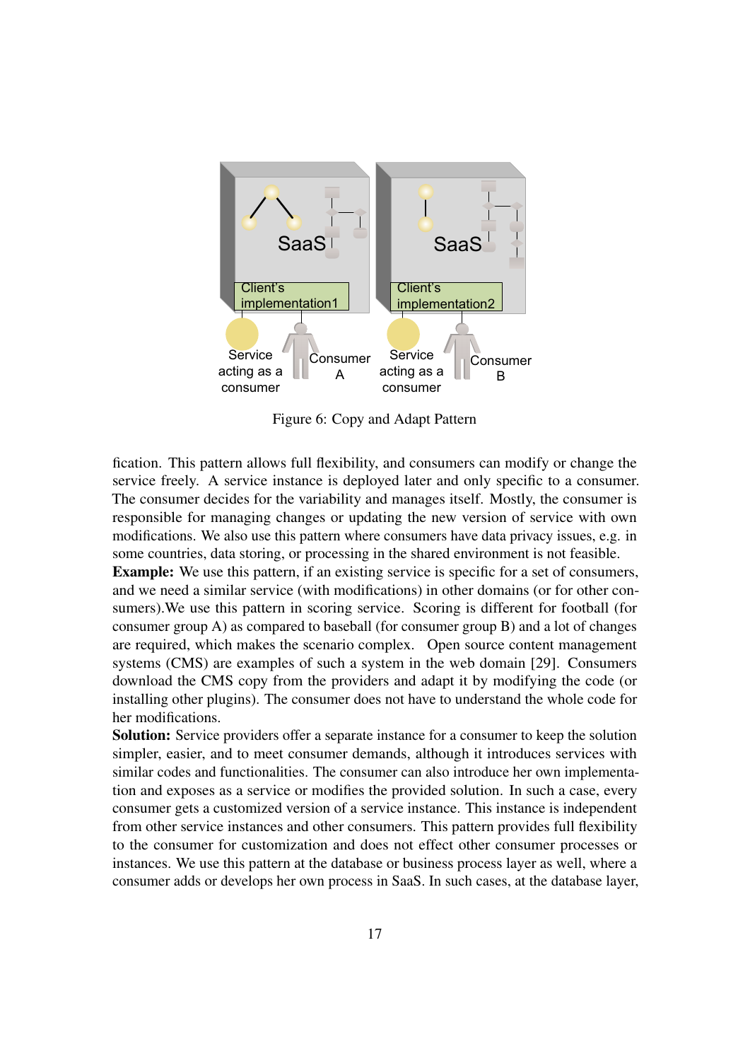Figure 6: Copy and Adapt Pattern

fication. This pattern allows full flexibility, and consumers can modify or change the service freely. A service instance is deployed later and only specific to a consumer. The consumer decides for the variability and manages itself. Mostly, the consumer is responsible for managing changes or updating the new version of service with own modifications. We also use this pattern where consumers have data privacy issues, e.g. in some countries, data storing, or processing in the shared environment is not feasible.

**Example:** We use this pattern, if an existing service is specific for a set of consumers, and we need a similar service (with modifications) in other domains (or for other consumers).We use this pattern in scoring service. Scoring is different for football (for consumer group A) as compared to baseball (for consumer group B) and a lot of changes are required, which makes the scenario complex. Open source content management systems (CMS) are examples of such a system in the web domain [29]. Consumers download the CMS copy from the providers and adapt it by modifying the code (or installing other plugins). The consumer does not have to understand the whole code for her modifications.

**Solution:** Service providers offer a separate instance for a consumer to keep the solution simpler, easier, and to meet consumer demands, although it introduces services with similar codes and functionalities. The consumer can also introduce her own implementation and exposes as a service or modifies the provided solution. In such a case, every consumer gets a customized version of a service instance. This instance is independent from other service instances and other consumers. This pattern provides full flexibility to the consumer for customization and does not effect other consumer processes or instances. We use this pattern at the database or business process layer as well, where a consumer adds or develops her own process in SaaS. In such cases, at the database layer,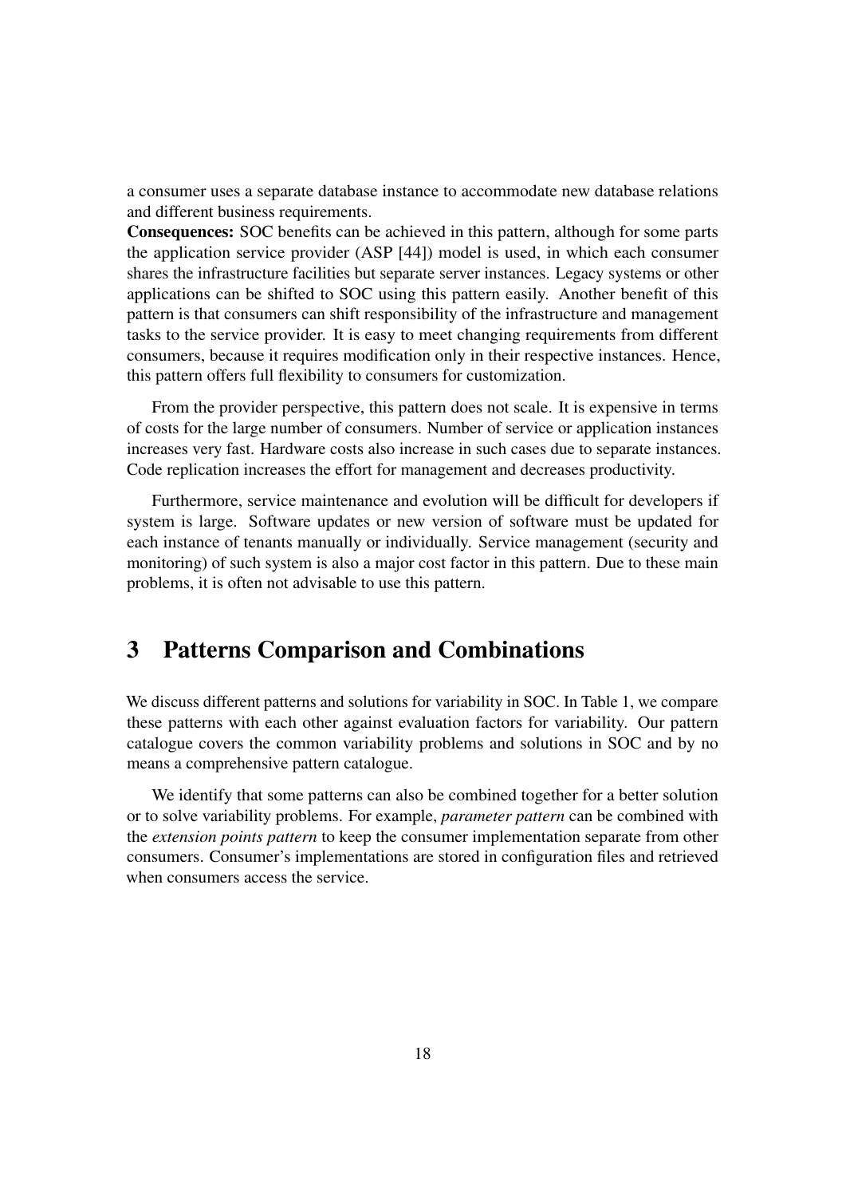a consumer uses a separate database instance to accommodate new database relations and different business requirements.

**Consequences:** SOC benefits can be achieved in this pattern, although for some parts the application service provider (ASP [44]) model is used, in which each consumer shares the infrastructure facilities but separate server instances. Legacy systems or other applications can be shifted to SOC using this pattern easily. Another benefit of this pattern is that consumers can shift responsibility of the infrastructure and management tasks to the service provider. It is easy to meet changing requirements from different consumers, because it requires modification only in their respective instances. Hence, this pattern offers full flexibility to consumers for customization.

From the provider perspective, this pattern does not scale. It is expensive in terms of costs for the large number of consumers. Number of service or application instances increases very fast. Hardware costs also increase in such cases due to separate instances. Code replication increases the effort for management and decreases productivity.

Furthermore, service maintenance and evolution will be difficult for developers if system is large. Software updates or new version of software must be updated for each instance of tenants manually or individually. Service management (security and monitoring) of such system is also a major cost factor in this pattern. Due to these main problems, it is often not advisable to use this pattern.

# 3 Patterns Comparison and Combinations

We discuss different patterns and solutions for variability in SOC. In Table 1, we compare these patterns with each other against evaluation factors for variability. Our pattern catalogue covers the common variability problems and solutions in SOC and by no means a comprehensive pattern catalogue.

We identify that some patterns can also be combined together for a better solution or to solve variability problems. For example, *parameter pattern* can be combined with the *extension points pattern* to keep the consumer implementation separate from other consumers. Consumer's implementations are stored in configuration files and retrieved when consumers access the service.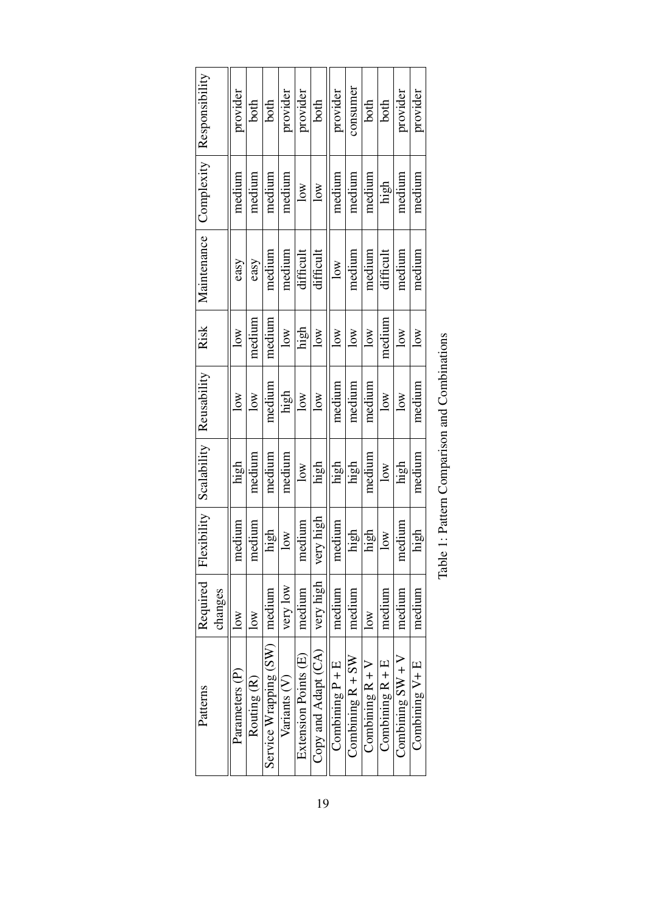| Patterns | Required changes | Flexibility | Scalability | Reusability | Risk | Maintenance | Complexity | Responsibility |
|---|---|---|---|---|---|---|---|---|
| Parameters (P) | low | medium | high | low | low | easy | medium | provider |
| Routing (R) | low | medium | medium | low | medium | easy | medium | both |
| Service Wrapping (SW) | medium | high | medium | medium | medium | medium | medium | both |
| Variants (V) | very low | low | medium | high | low | medium | medium | provider |
| Extension Points (E) | medium | medium | low | low | high | difficult | low | provider |
| Copy and Adapt (CA) | very high | very high | high | low | low | difficult | low | both |
| Combining P + E | medium | medium | high | medium | low | low | medium | provider |
| Combining R + SW | medium | high | high | medium | low | medium | medium | consumer |
| Combining R + V | low | high | medium | medium | low | medium | medium | both |
| Combining R + E | medium | low | low | low | medium | difficult | high | both |
| Combining SW + V | medium | medium | high | low | low | medium | medium | provider |
| Combining V+ E | medium | high | medium | medium | low | medium | medium | provider |

Table 1: Pattern Comparison and Combinations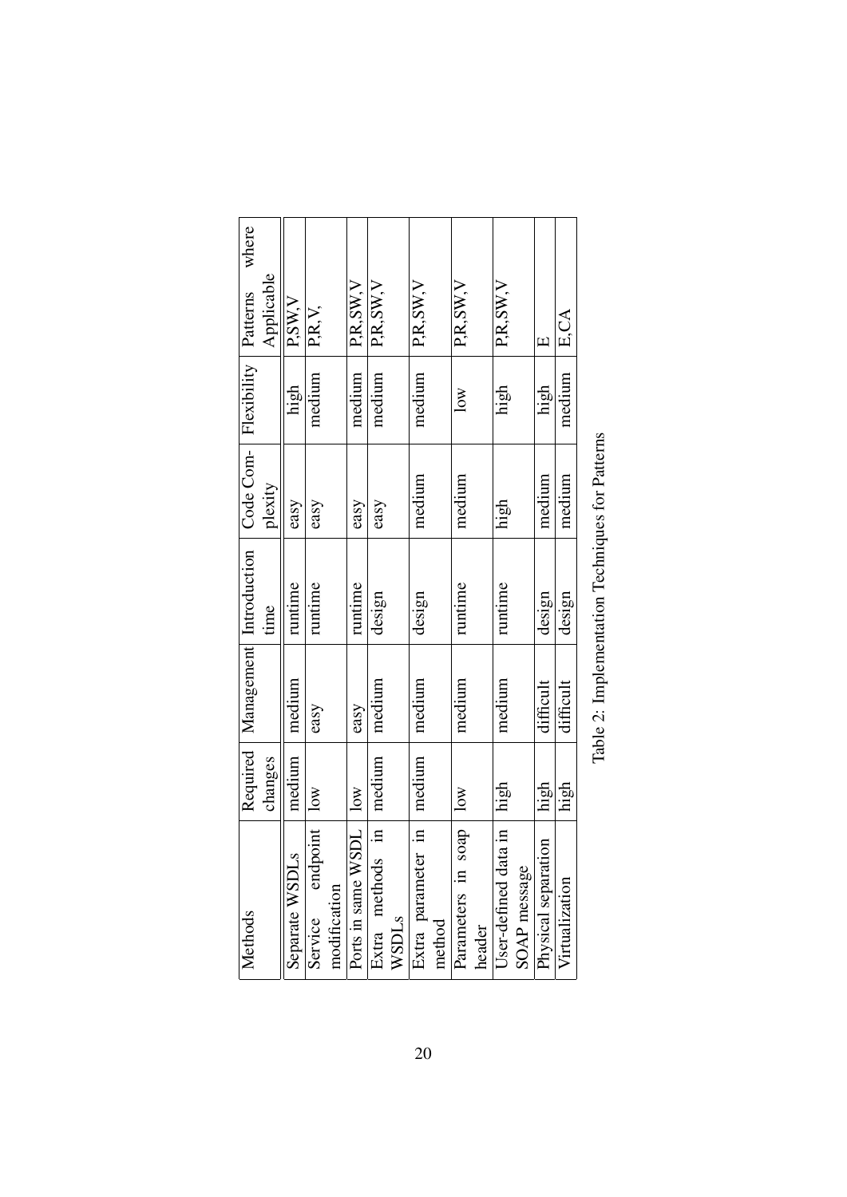| Methods | Required changes | Management | Introduction time | Code Complexity | Flexibility | Patterns where Applicable |
|---|---|---|---|---|---|---|
| Separate WSDLs | medium | medium | runtime | easy | high | P,SW,V |
| Service endpoint modification | low | easy | runtime | easy | medium | P,R,V, |
| Ports in same WSDL | low | easy | runtime | easy | medium | P,R,SW,V |
| Extra methods in WSDLs | medium | medium | design | easy | medium | P,R,SW,V |
| Extra parameter in method | medium | medium | design | medium | medium | P,R,SW,V |
| Parameters in soap header | low | medium | runtime | medium | low | P,R,SW,V |
| User-defined data in SOAP message | high | medium | runtime | high | high | P,R,SW,V |
| Physical separation | high | difficult | design | medium | high | E |
| Virtualization | high | difficult | design | medium | medium | E,CA |

Table 2: Implementation Techniques for Patterns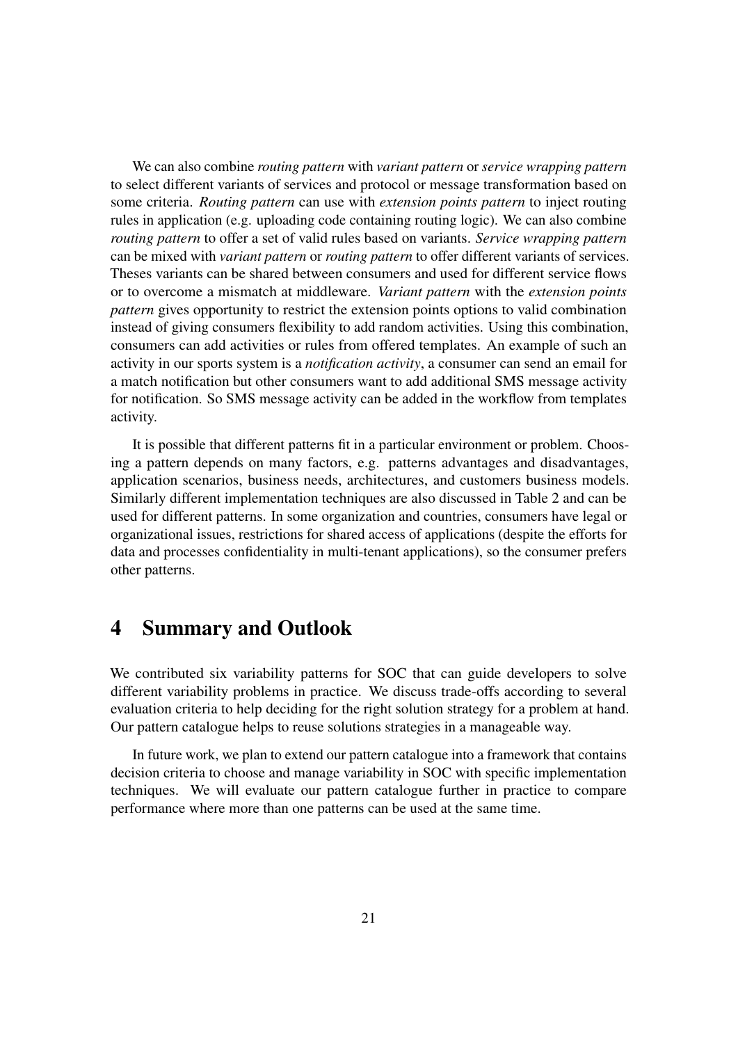We can also combine *routing pattern* with *variant pattern* or *service wrapping pattern* to select different variants of services and protocol or message transformation based on some criteria. *Routing pattern* can use with *extension points pattern* to inject routing rules in application (e.g. uploading code containing routing logic). We can also combine *routing pattern* to offer a set of valid rules based on variants. *Service wrapping pattern* can be mixed with *variant pattern* or *routing pattern* to offer different variants of services. Theses variants can be shared between consumers and used for different service flows or to overcome a mismatch at middleware. *Variant pattern* with the *extension points pattern* gives opportunity to restrict the extension points options to valid combination instead of giving consumers flexibility to add random activities. Using this combination, consumers can add activities or rules from offered templates. An example of such an activity in our sports system is a *notification activity*, a consumer can send an email for a match notification but other consumers want to add additional SMS message activity for notification. So SMS message activity can be added in the workflow from templates activity.

It is possible that different patterns fit in a particular environment or problem. Choosing a pattern depends on many factors, e.g. patterns advantages and disadvantages, application scenarios, business needs, architectures, and customers business models. Similarly different implementation techniques are also discussed in Table 2 and can be used for different patterns. In some organization and countries, consumers have legal or organizational issues, restrictions for shared access of applications (despite the efforts for data and processes confidentiality in multi-tenant applications), so the consumer prefers other patterns.

# 4 Summary and Outlook

We contributed six variability patterns for SOC that can guide developers to solve different variability problems in practice. We discuss trade-offs according to several evaluation criteria to help deciding for the right solution strategy for a problem at hand. Our pattern catalogue helps to reuse solutions strategies in a manageable way.

In future work, we plan to extend our pattern catalogue into a framework that contains decision criteria to choose and manage variability in SOC with specific implementation techniques. We will evaluate our pattern catalogue further in practice to compare performance where more than one patterns can be used at the same time.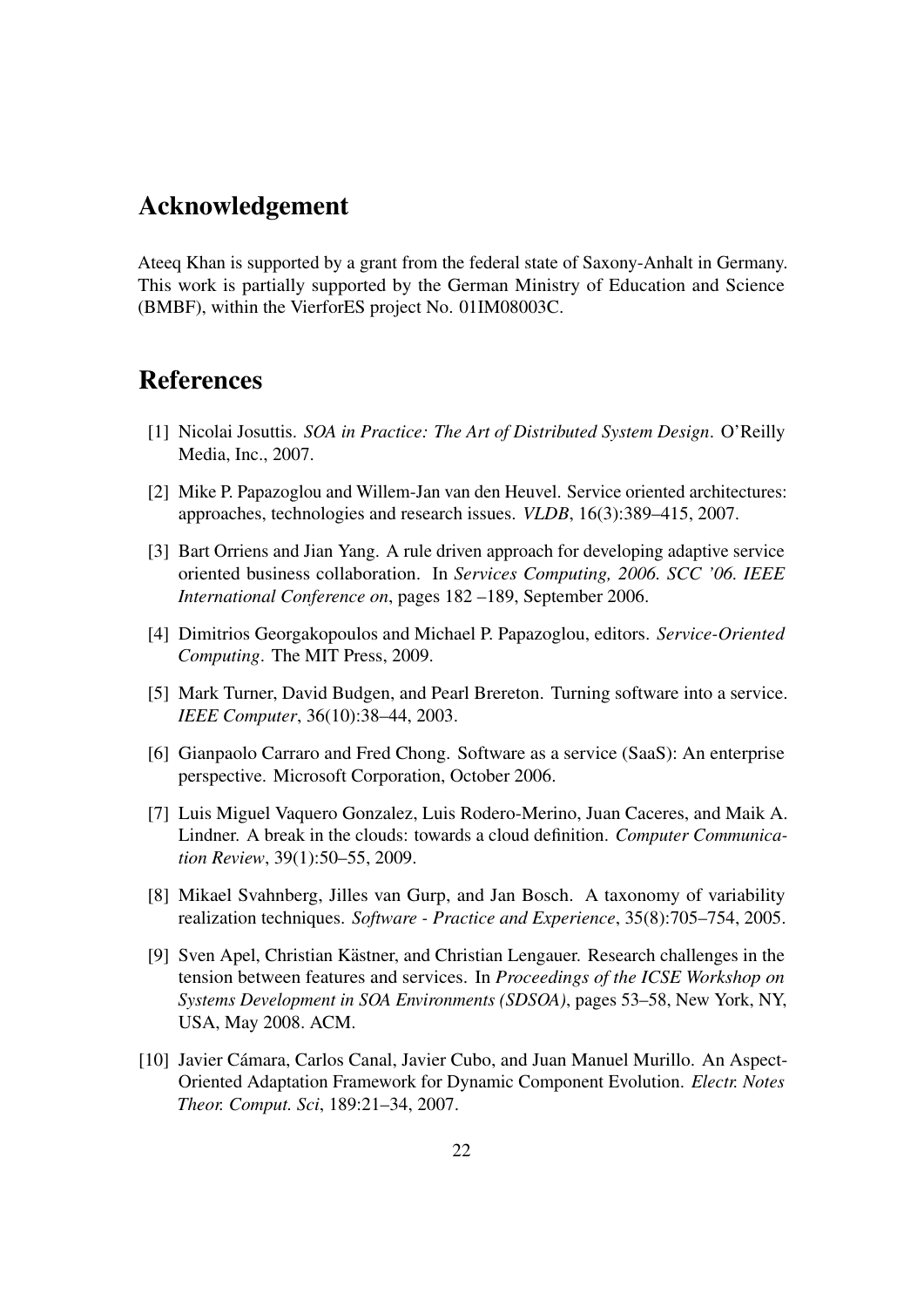## Acknowledgement

Ateeq Khan is supported by a grant from the federal state of Saxony-Anhalt in Germany. This work is partially supported by the German Ministry of Education and Science (BMBF), within the VierforES project No. 01IM08003C.

## References

[1] Nicolai Josuttis. *SOA in Practice: The Art of Distributed System Design*. O'Reilly Media, Inc., 2007.

[2] Mike P. Papazoglou and Willem-Jan van den Heuvel. Service oriented architectures: approaches, technologies and research issues. *VLDB*, 16(3):389–415, 2007.

[3] Bart Orriens and Jian Yang. A rule driven approach for developing adaptive service oriented business collaboration. In *Services Computing, 2006. SCC '06. IEEE International Conference on*, pages 182 –189, September 2006.

[4] Dimitrios Georgakopoulos and Michael P. Papazoglou, editors. *Service-Oriented Computing*. The MIT Press, 2009.

[5] Mark Turner, David Budgen, and Pearl Brereton. Turning software into a service. *IEEE Computer*, 36(10):38–44, 2003.

[6] Gianpaolo Carraro and Fred Chong. Software as a service (SaaS): An enterprise perspective. Microsoft Corporation, October 2006.

[7] Luis Miguel Vaquero Gonzalez, Luis Rodero-Merino, Juan Caceres, and Maik A. Lindner. A break in the clouds: towards a cloud definition. *Computer Communication Review*, 39(1):50–55, 2009.

[8] Mikael Svahnberg, Jilles van Gurp, and Jan Bosch. A taxonomy of variability realization techniques. *Software - Practice and Experience*, 35(8):705–754, 2005.

[9] Sven Apel, Christian Kästner, and Christian Lengauer. Research challenges in the tension between features and services. In *Proceedings of the ICSE Workshop on Systems Development in SOA Environments (SDSOA)*, pages 53–58, New York, NY, USA, May 2008. ACM.

[10] Javier Cámara, Carlos Canal, Javier Cubo, and Juan Manuel Murillo. An Aspect-Oriented Adaptation Framework for Dynamic Component Evolution. *Electr. Notes Theor. Comput. Sci*, 189:21–34, 2007.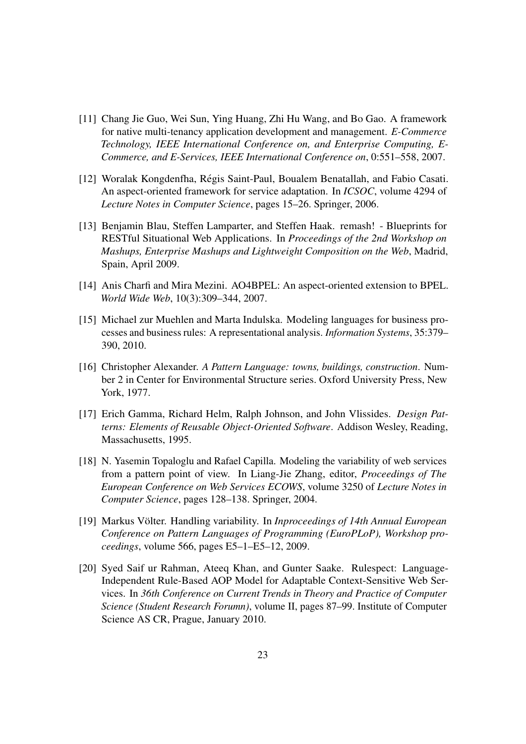- [11] Chang Jie Guo, Wei Sun, Ying Huang, Zhi Hu Wang, and Bo Gao. A framework for native multi-tenancy application development and management. *E-Commerce Technology, IEEE International Conference on, and Enterprise Computing, E-Commerce, and E-Services, IEEE International Conference on*, 0:551–558, 2007.
- [12] Woralak Kongdenfha, Régis Saint-Paul, Boualem Benatallah, and Fabio Casati. An aspect-oriented framework for service adaptation. In *ICSOC*, volume 4294 of *Lecture Notes in Computer Science*, pages 15–26. Springer, 2006.
- [13] Benjamin Blau, Steffen Lamparter, and Steffen Haak. remash! - Blueprints for RESTful Situational Web Applications. In *Proceedings of the 2nd Workshop on Mashups, Enterprise Mashups and Lightweight Composition on the Web*, Madrid, Spain, April 2009.
- [14] Anis Charfi and Mira Mezini. AO4BPEL: An aspect-oriented extension to BPEL. *World Wide Web*, 10(3):309–344, 2007.
- [15] Michael zur Muehlen and Marta Indulska. Modeling languages for business processes and business rules: A representational analysis. *Information Systems*, 35:379–390, 2010.
- [16] Christopher Alexander. *A Pattern Language: towns, buildings, construction*. Number 2 in Center for Environmental Structure series. Oxford University Press, New York, 1977.
- [17] Erich Gamma, Richard Helm, Ralph Johnson, and John Vlissides. *Design Patterns: Elements of Reusable Object-Oriented Software*. Addison Wesley, Reading, Massachusetts, 1995.
- [18] N. Yasemin Topaloglu and Rafael Capilla. Modeling the variability of web services from a pattern point of view. In Liang-Jie Zhang, editor, *Proceedings of The European Conference on Web Services ECOWS*, volume 3250 of *Lecture Notes in Computer Science*, pages 128–138. Springer, 2004.
- [19] Markus Völter. Handling variability. In *Inproceedings of 14th Annual European Conference on Pattern Languages of Programming (EuroPLoP), Workshop proceedings*, volume 566, pages E5–1–E5–12, 2009.
- [20] Syed Saif ur Rahman, Ateeq Khan, and Gunter Saake. Rulespect: Language-Independent Rule-Based AOP Model for Adaptable Context-Sensitive Web Services. In *36th Conference on Current Trends in Theory and Practice of Computer Science (Student Research Forumn)*, volume II, pages 87–99. Institute of Computer Science AS CR, Prague, January 2010.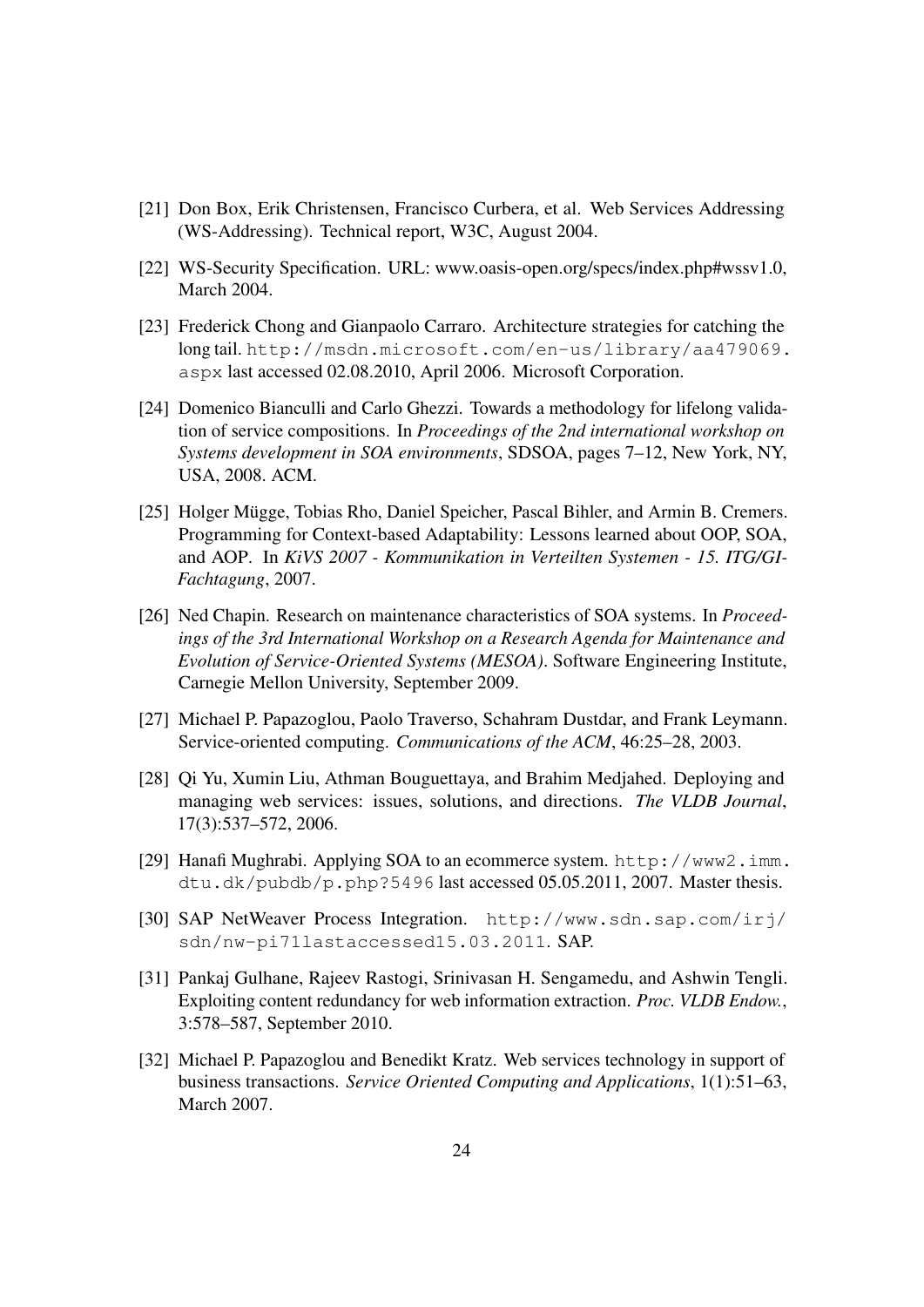[21] Don Box, Erik Christensen, Francisco Curbera, et al. Web Services Addressing (WS-Addressing). Technical report, W3C, August 2004.

[22] WS-Security Specification. URL: www.oasis-open.org/specs/index.php#wssv1.0, March 2004.

[23] Frederick Chong and Gianpaolo Carraro. Architecture strategies for catching the long tail. `http://msdn.microsoft.com/en-us/library/aa479069.aspx` last accessed 02.08.2010, April 2006. Microsoft Corporation.

[24] Domenico Bianculli and Carlo Ghezzi. Towards a methodology for lifelong validation of service compositions. In *Proceedings of the 2nd international workshop on Systems development in SOA environments*, SDSOA, pages 7–12, New York, NY, USA, 2008. ACM.

[25] Holger Mügge, Tobias Rho, Daniel Speicher, Pascal Bihler, and Armin B. Cremers. Programming for Context-based Adaptability: Lessons learned about OOP, SOA, and AOP. In *KiVS 2007 - Kommunikation in Verteilten Systemen - 15. ITG/GI-Fachtagung*, 2007.

[26] Ned Chapin. Research on maintenance characteristics of SOA systems. In *Proceedings of the 3rd International Workshop on a Research Agenda for Maintenance and Evolution of Service-Oriented Systems (MESOA)*. Software Engineering Institute, Carnegie Mellon University, September 2009.

[27] Michael P. Papazoglou, Paolo Traverso, Schahram Dustdar, and Frank Leymann. Service-oriented computing. *Communications of the ACM*, 46:25–28, 2003.

[28] Qi Yu, Xumin Liu, Athman Bouguettaya, and Brahim Medjahed. Deploying and managing web services: issues, solutions, and directions. *The VLDB Journal*, 17(3):537–572, 2006.

[29] Hanafi Mughrabi. Applying SOA to an ecommerce system. `http://www2.imm.dtu.dk/pubdb/p.php?5496` last accessed 05.05.2011, 2007. Master thesis.

[30] SAP NetWeaver Process Integration. `http://www.sdn.sap.com/irj/sdn/nw-pi71lastaccessed15.03.2011`. SAP.

[31] Pankaj Gulhane, Rajeev Rastogi, Srinivasan H. Sengamedu, and Ashwin Tengli. Exploiting content redundancy for web information extraction. *Proc. VLDB Endow.*, 3:578–587, September 2010.

[32] Michael P. Papazoglou and Benedikt Kratz. Web services technology in support of business transactions. *Service Oriented Computing and Applications*, 1(1):51–63, March 2007.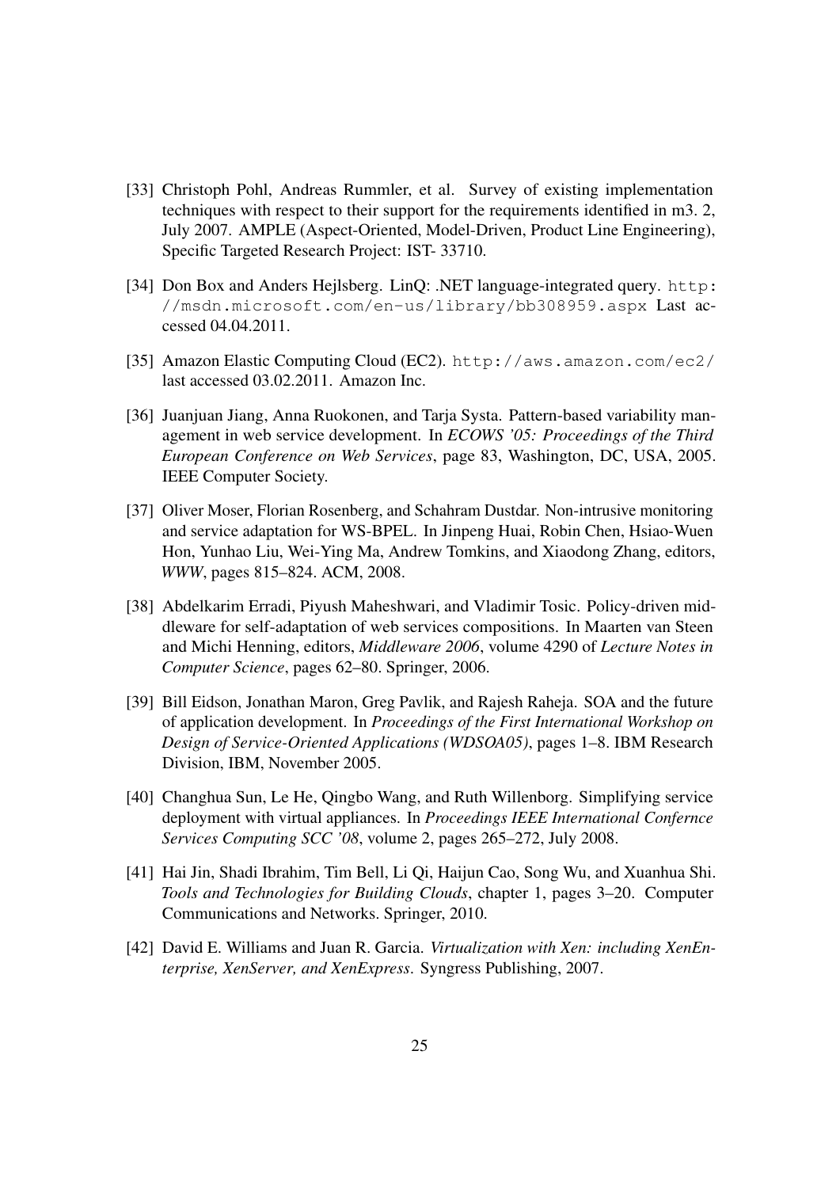[33] Christoph Pohl, Andreas Rummler, et al. Survey of existing implementation techniques with respect to their support for the requirements identified in m3. 2, July 2007. AMPLE (Aspect-Oriented, Model-Driven, Product Line Engineering), Specific Targeted Research Project: IST- 33710.

[34] Don Box and Anders Hejlsberg. LinQ: .NET language-integrated query. `http://msdn.microsoft.com/en-us/library/bb308959.aspx` Last accessed 04.04.2011.

[35] Amazon Elastic Computing Cloud (EC2). `http://aws.amazon.com/ec2/` last accessed 03.02.2011. Amazon Inc.

[36] Juanjuan Jiang, Anna Ruokonen, and Tarja Systa. Pattern-based variability management in web service development. In *ECOWS '05: Proceedings of the Third European Conference on Web Services*, page 83, Washington, DC, USA, 2005. IEEE Computer Society.

[37] Oliver Moser, Florian Rosenberg, and Schahram Dustdar. Non-intrusive monitoring and service adaptation for WS-BPEL. In Jinpeng Huai, Robin Chen, Hsiao-Wuen Hon, Yunhao Liu, Wei-Ying Ma, Andrew Tomkins, and Xiaodong Zhang, editors, *WWW*, pages 815–824. ACM, 2008.

[38] Abdelkarim Erradi, Piyush Maheshwari, and Vladimir Tosic. Policy-driven middleware for self-adaptation of web services compositions. In Maarten van Steen and Michi Henning, editors, *Middleware 2006*, volume 4290 of *Lecture Notes in Computer Science*, pages 62–80. Springer, 2006.

[39] Bill Eidson, Jonathan Maron, Greg Pavlik, and Rajesh Raheja. SOA and the future of application development. In *Proceedings of the First International Workshop on Design of Service-Oriented Applications (WDSOA05)*, pages 1–8. IBM Research Division, IBM, November 2005.

[40] Changhua Sun, Le He, Qingbo Wang, and Ruth Willenborg. Simplifying service deployment with virtual appliances. In *Proceedings IEEE International Confernce Services Computing SCC '08*, volume 2, pages 265–272, July 2008.

[41] Hai Jin, Shadi Ibrahim, Tim Bell, Li Qi, Haijun Cao, Song Wu, and Xuanhua Shi. *Tools and Technologies for Building Clouds*, chapter 1, pages 3–20. Computer Communications and Networks. Springer, 2010.

[42] David E. Williams and Juan R. Garcia. *Virtualization with Xen: including XenEnterprise, XenServer, and XenExpress*. Syngress Publishing, 2007.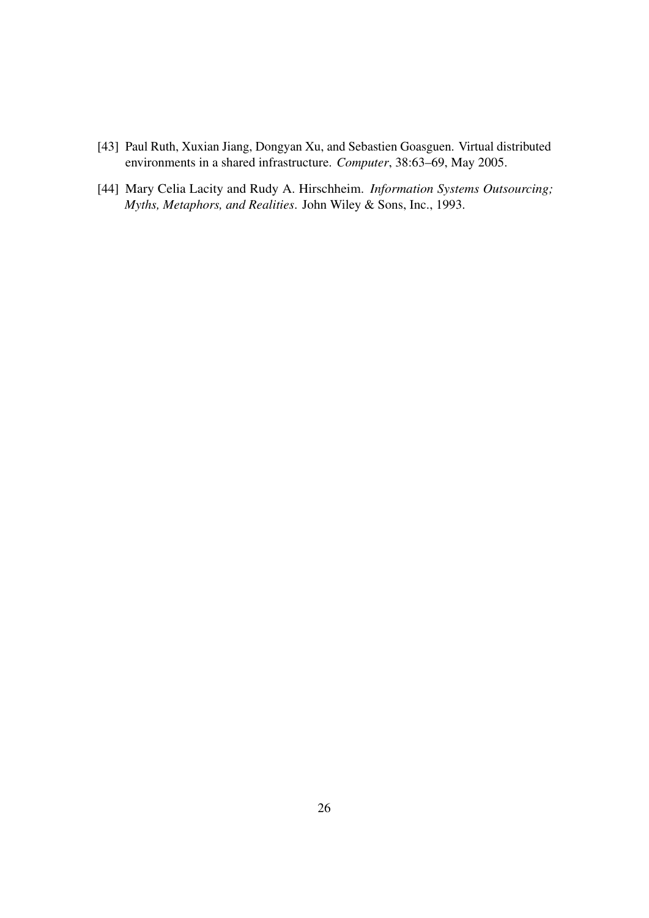[43] Paul Ruth, Xuxian Jiang, Dongyan Xu, and Sebastien Goasguen. Virtual distributed environments in a shared infrastructure. *Computer*, 38:63–69, May 2005.

[44] Mary Celia Lacity and Rudy A. Hirschheim. *Information Systems Outsourcing; Myths, Metaphors, and Realities*. John Wiley & Sons, Inc., 1993.